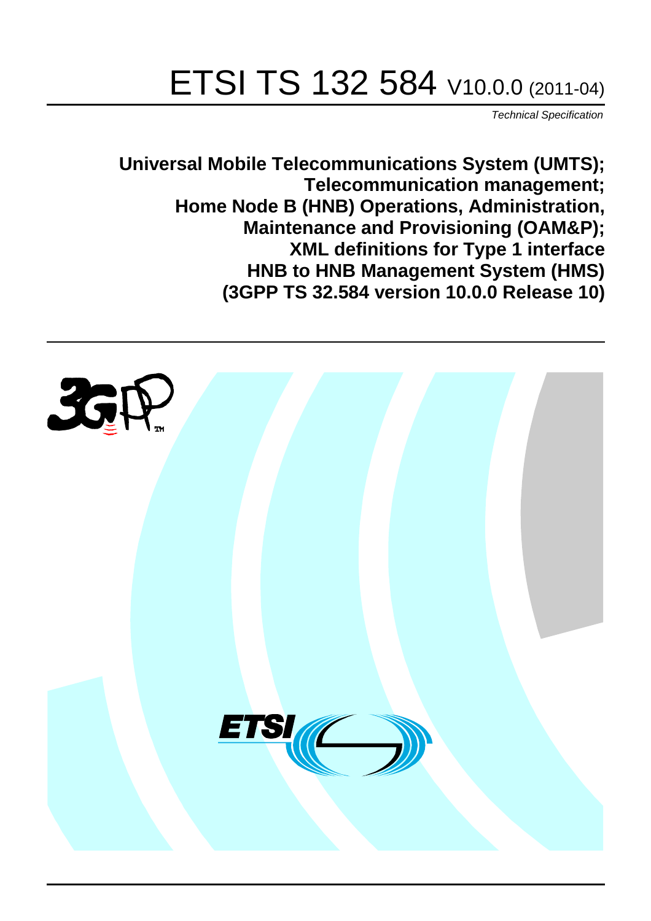# ETSI TS 132 584 V10.0.0 (2011-04)

*Technical Specification*

**Universal Mobile Telecommunications System (UMTS);**
**Telecommunication management;**
**Home Node B (HNB) Operations, Administration,**
**Maintenance and Provisioning (OAM&P);**
**XML definitions for Type 1 interface**
**HNB to HNB Management System (HMS)**
**(3GPP TS 32.584 version 10.0.0 Release 10)**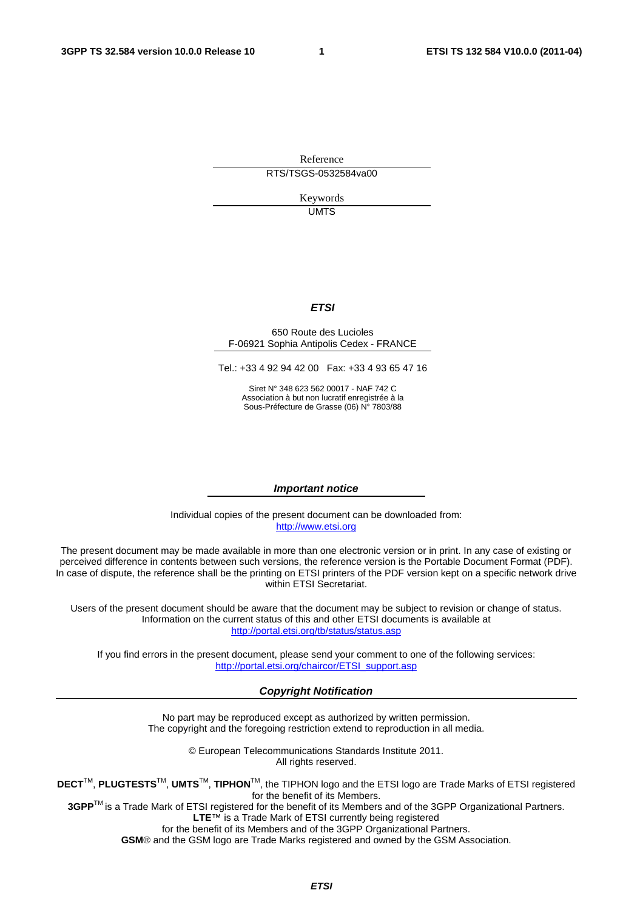Reference

RTS/TSGS-0532584va00

Keywords

UMTS

***ETSI***

650 Route des Lucioles
F-06921 Sophia Antipolis Cedex - FRANCE

Tel.: +33 4 92 94 42 00 Fax: +33 4 93 65 47 16

Siret N° 348 623 562 00017 - NAF 742 C
Association à but non lucratif enregistrée à la
Sous-Préfecture de Grasse (06) N° 7803/88

***Important notice***

Individual copies of the present document can be downloaded from:
http://www.etsi.org

The present document may be made available in more than one electronic version or in print. In any case of existing or perceived difference in contents between such versions, the reference version is the Portable Document Format (PDF). In case of dispute, the reference shall be the printing on ETSI printers of the PDF version kept on a specific network drive within ETSI Secretariat.

Users of the present document should be aware that the document may be subject to revision or change of status. Information on the current status of this and other ETSI documents is available at
http://portal.etsi.org/tb/status/status.asp

If you find errors in the present document, please send your comment to one of the following services:
http://portal.etsi.org/chaircor/ETSI_support.asp

***Copyright Notification***

No part may be reproduced except as authorized by written permission.
The copyright and the foregoing restriction extend to reproduction in all media.

© European Telecommunications Standards Institute 2011.
All rights reserved.

**DECT**TM, **PLUGTESTS**TM, **UMTS**TM, **TIPHON**TM, the TIPHON logo and the ETSI logo are Trade Marks of ETSI registered for the benefit of its Members.
**3GPP**TM is a Trade Mark of ETSI registered for the benefit of its Members and of the 3GPP Organizational Partners.
**LTE**™ is a Trade Mark of ETSI currently being registered
for the benefit of its Members and of the 3GPP Organizational Partners.
**GSM**® and the GSM logo are Trade Marks registered and owned by the GSM Association.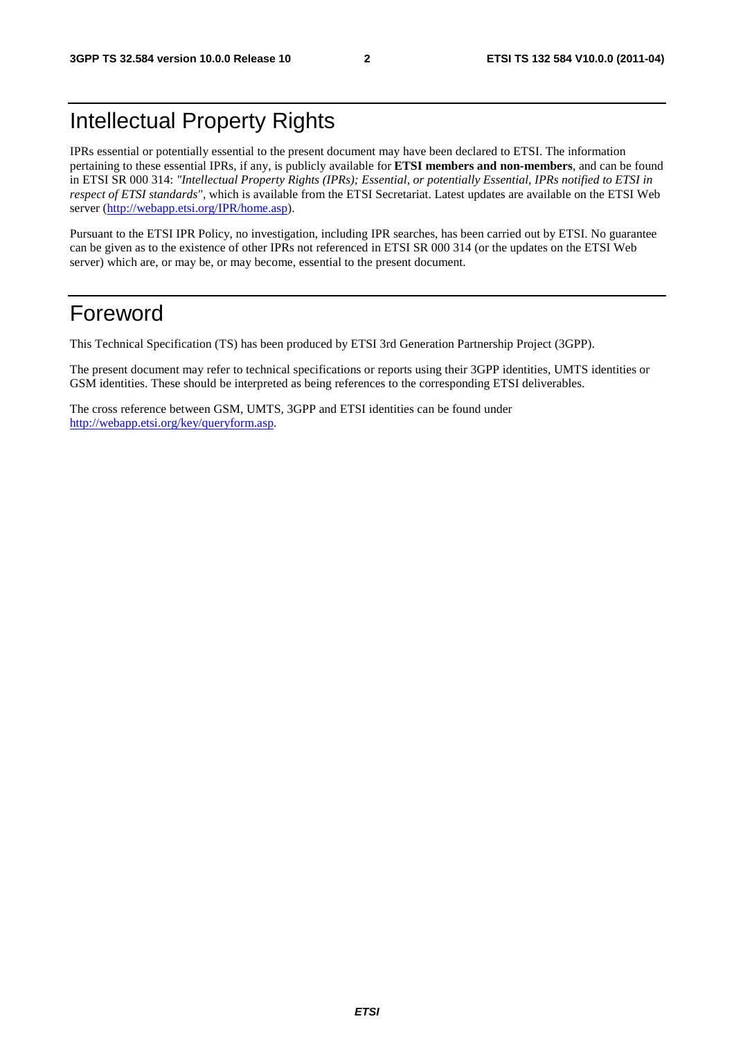# Intellectual Property Rights

IPRs essential or potentially essential to the present document may have been declared to ETSI. The information pertaining to these essential IPRs, if any, is publicly available for **ETSI members and non-members**, and can be found in ETSI SR 000 314: *"Intellectual Property Rights (IPRs); Essential, or potentially Essential, IPRs notified to ETSI in respect of ETSI standards"*, which is available from the ETSI Secretariat. Latest updates are available on the ETSI Web server (http://webapp.etsi.org/IPR/home.asp).

Pursuant to the ETSI IPR Policy, no investigation, including IPR searches, has been carried out by ETSI. No guarantee can be given as to the existence of other IPRs not referenced in ETSI SR 000 314 (or the updates on the ETSI Web server) which are, or may be, or may become, essential to the present document.

# Foreword

This Technical Specification (TS) has been produced by ETSI 3rd Generation Partnership Project (3GPP).

The present document may refer to technical specifications or reports using their 3GPP identities, UMTS identities or GSM identities. These should be interpreted as being references to the corresponding ETSI deliverables.

The cross reference between GSM, UMTS, 3GPP and ETSI identities can be found under http://webapp.etsi.org/key/queryform.asp.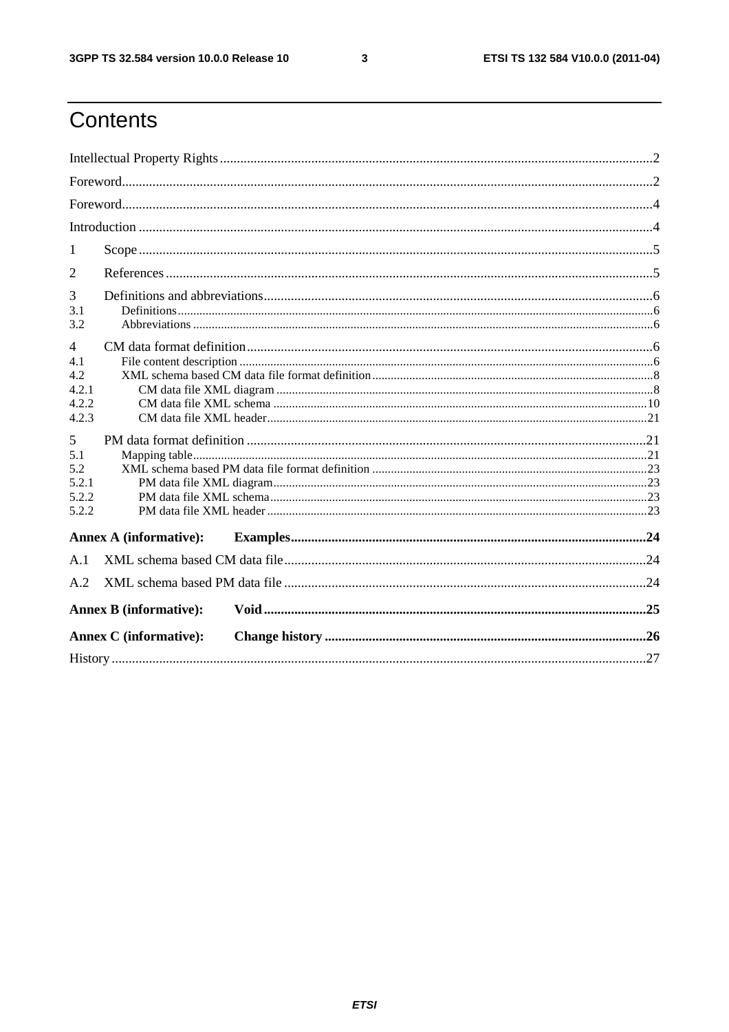# Contents

Intellectual Property Rights ..... 2

Foreword ..... 2

Foreword ..... 4

Introduction ..... 4

1 Scope ..... 5

2 References ..... 5

3 Definitions and abbreviations ..... 6
3.1 Definitions ..... 6
3.2 Abbreviations ..... 6

4 CM data format definition ..... 6
4.1 File content description ..... 6
4.2 XML schema based CM data file format definition ..... 8
4.2.1 CM data file XML diagram ..... 8
4.2.2 CM data file XML schema ..... 10
4.2.3 CM data file XML header ..... 21

5 PM data format definition ..... 21
5.1 Mapping table ..... 21
5.2 XML schema based PM data file format definition ..... 23
5.2.1 PM data file XML diagram ..... 23
5.2.2 PM data file XML schema ..... 23
5.2.2 PM data file XML header ..... 23

**Annex A (informative): Examples** ..... 24

A.1 XML schema based CM data file ..... 24

A.2 XML schema based PM data file ..... 24

**Annex B (informative): Void** ..... 25

**Annex C (informative): Change history** ..... 26

History ..... 27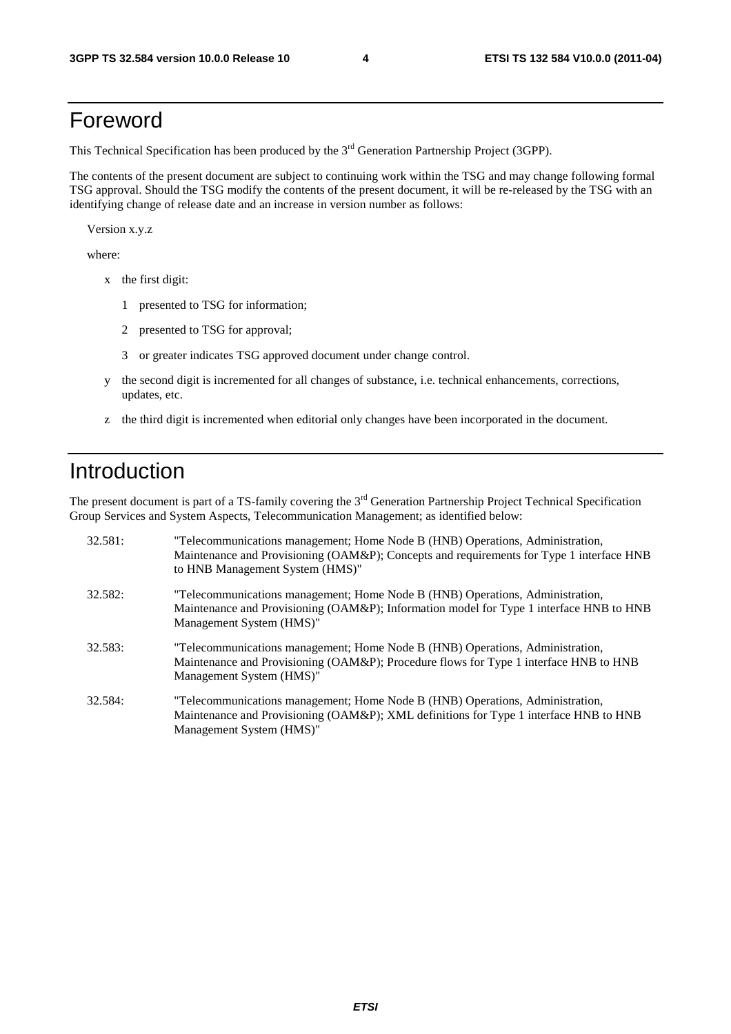# Foreword

This Technical Specification has been produced by the 3rd Generation Partnership Project (3GPP).

The contents of the present document are subject to continuing work within the TSG and may change following formal TSG approval. Should the TSG modify the contents of the present document, it will be re-released by the TSG with an identifying change of release date and an increase in version number as follows:

Version x.y.z

where:

- x the first digit:
  - 1 presented to TSG for information;
  - 2 presented to TSG for approval;
  - 3 or greater indicates TSG approved document under change control.
- y the second digit is incremented for all changes of substance, i.e. technical enhancements, corrections, updates, etc.
- z the third digit is incremented when editorial only changes have been incorporated in the document.

# Introduction

The present document is part of a TS-family covering the 3rd Generation Partnership Project Technical Specification Group Services and System Aspects, Telecommunication Management; as identified below:

32.581: "Telecommunications management; Home Node B (HNB) Operations, Administration, Maintenance and Provisioning (OAM&P); Concepts and requirements for Type 1 interface HNB to HNB Management System (HMS)"

32.582: "Telecommunications management; Home Node B (HNB) Operations, Administration, Maintenance and Provisioning (OAM&P); Information model for Type 1 interface HNB to HNB Management System (HMS)"

32.583: "Telecommunications management; Home Node B (HNB) Operations, Administration, Maintenance and Provisioning (OAM&P); Procedure flows for Type 1 interface HNB to HNB Management System (HMS)"

32.584: "Telecommunications management; Home Node B (HNB) Operations, Administration, Maintenance and Provisioning (OAM&P); XML definitions for Type 1 interface HNB to HNB Management System (HMS)"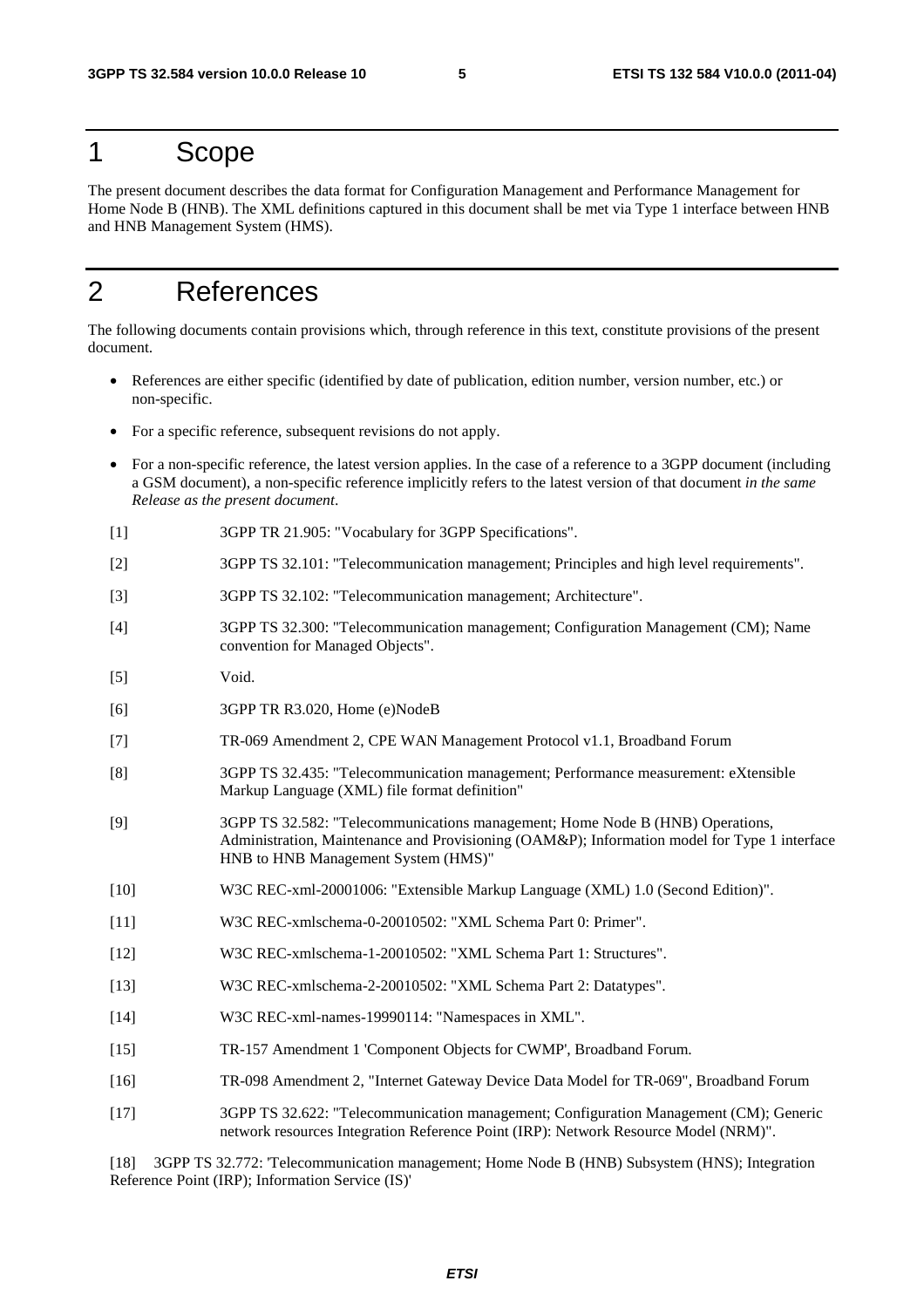# 1 Scope

The present document describes the data format for Configuration Management and Performance Management for Home Node B (HNB). The XML definitions captured in this document shall be met via Type 1 interface between HNB and HNB Management System (HMS).

# 2 References

The following documents contain provisions which, through reference in this text, constitute provisions of the present document.

- References are either specific (identified by date of publication, edition number, version number, etc.) or non-specific.
- For a specific reference, subsequent revisions do not apply.
- For a non-specific reference, the latest version applies. In the case of a reference to a 3GPP document (including a GSM document), a non-specific reference implicitly refers to the latest version of that document *in the same Release as the present document*.

[1] 3GPP TR 21.905: "Vocabulary for 3GPP Specifications".

[2] 3GPP TS 32.101: "Telecommunication management; Principles and high level requirements".

[3] 3GPP TS 32.102: "Telecommunication management; Architecture".

[4] 3GPP TS 32.300: "Telecommunication management; Configuration Management (CM); Name convention for Managed Objects".

[5] Void.

[6] 3GPP TR R3.020, Home (e)NodeB

[7] TR-069 Amendment 2, CPE WAN Management Protocol v1.1, Broadband Forum

[8] 3GPP TS 32.435: "Telecommunication management; Performance measurement: eXtensible Markup Language (XML) file format definition"

[9] 3GPP TS 32.582: "Telecommunications management; Home Node B (HNB) Operations, Administration, Maintenance and Provisioning (OAM&P); Information model for Type 1 interface HNB to HNB Management System (HMS)"

[10] W3C REC-xml-20001006: "Extensible Markup Language (XML) 1.0 (Second Edition)".

[11] W3C REC-xmlschema-0-20010502: "XML Schema Part 0: Primer".

[12] W3C REC-xmlschema-1-20010502: "XML Schema Part 1: Structures".

[13] W3C REC-xmlschema-2-20010502: "XML Schema Part 2: Datatypes".

[14] W3C REC-xml-names-19990114: "Namespaces in XML".

[15] TR-157 Amendment 1 'Component Objects for CWMP', Broadband Forum.

[16] TR-098 Amendment 2, "Internet Gateway Device Data Model for TR-069", Broadband Forum

[17] 3GPP TS 32.622: "Telecommunication management; Configuration Management (CM); Generic network resources Integration Reference Point (IRP): Network Resource Model (NRM)".

[18] 3GPP TS 32.772: 'Telecommunication management; Home Node B (HNB) Subsystem (HNS); Integration Reference Point (IRP); Information Service (IS)'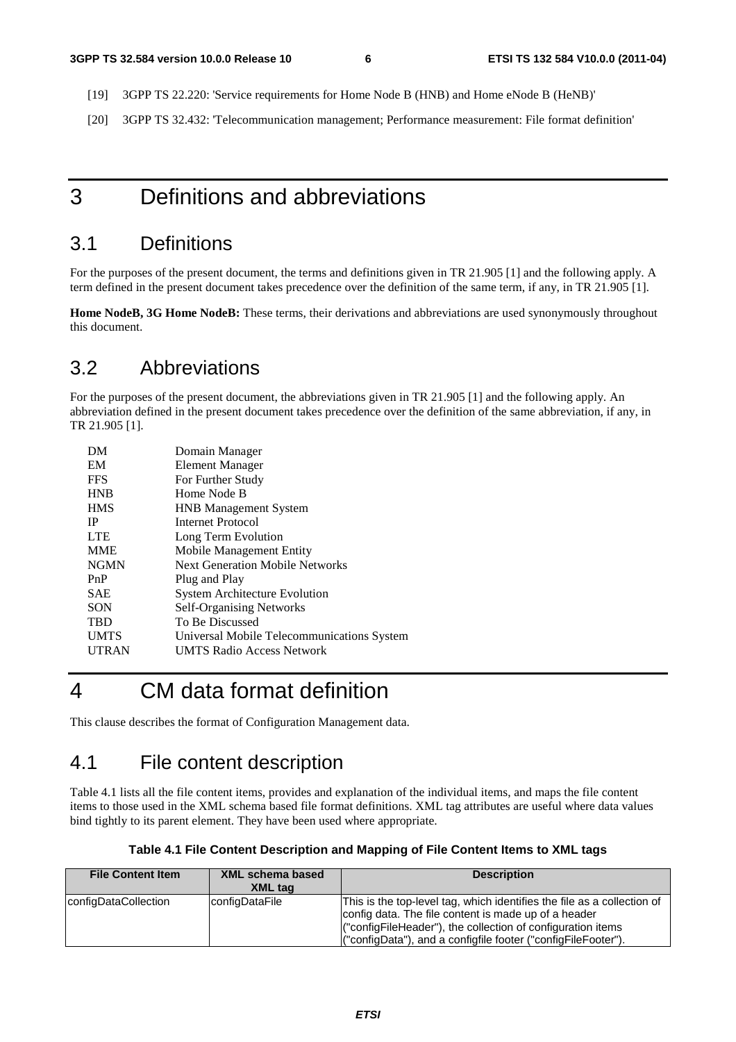[19] 3GPP TS 22.220: 'Service requirements for Home Node B (HNB) and Home eNode B (HeNB)'

[20] 3GPP TS 32.432: 'Telecommunication management; Performance measurement: File format definition'

# 3 Definitions and abbreviations

## 3.1 Definitions

For the purposes of the present document, the terms and definitions given in TR 21.905 [1] and the following apply. A term defined in the present document takes precedence over the definition of the same term, if any, in TR 21.905 [1].

**Home NodeB, 3G Home NodeB:** These terms, their derivations and abbreviations are used synonymously throughout this document.

## 3.2 Abbreviations

For the purposes of the present document, the abbreviations given in TR 21.905 [1] and the following apply. An abbreviation defined in the present document takes precedence over the definition of the same abbreviation, if any, in TR 21.905 [1].

| | |
|---|---|
| DM | Domain Manager |
| EM | Element Manager |
| FFS | For Further Study |
| HNB | Home Node B |
| HMS | HNB Management System |
| IP | Internet Protocol |
| LTE | Long Term Evolution |
| MME | Mobile Management Entity |
| NGMN | Next Generation Mobile Networks |
| PnP | Plug and Play |
| SAE | System Architecture Evolution |
| SON | Self-Organising Networks |
| TBD | To Be Discussed |
| UMTS | Universal Mobile Telecommunications System |
| UTRAN | UMTS Radio Access Network |

# 4 CM data format definition

This clause describes the format of Configuration Management data.

## 4.1 File content description

Table 4.1 lists all the file content items, provides and explanation of the individual items, and maps the file content items to those used in the XML schema based file format definitions. XML tag attributes are useful where data values bind tightly to its parent element. They have been used where appropriate.

**Table 4.1 File Content Description and Mapping of File Content Items to XML tags**

| File Content Item | XML schema based XML tag | Description |
|---|---|---|
| configDataCollection | configDataFile | This is the top-level tag, which identifies the file as a collection of config data. The file content is made up of a header ("configFileHeader"), the collection of configuration items ("configData"), and a configfile footer ("configFileFooter"). |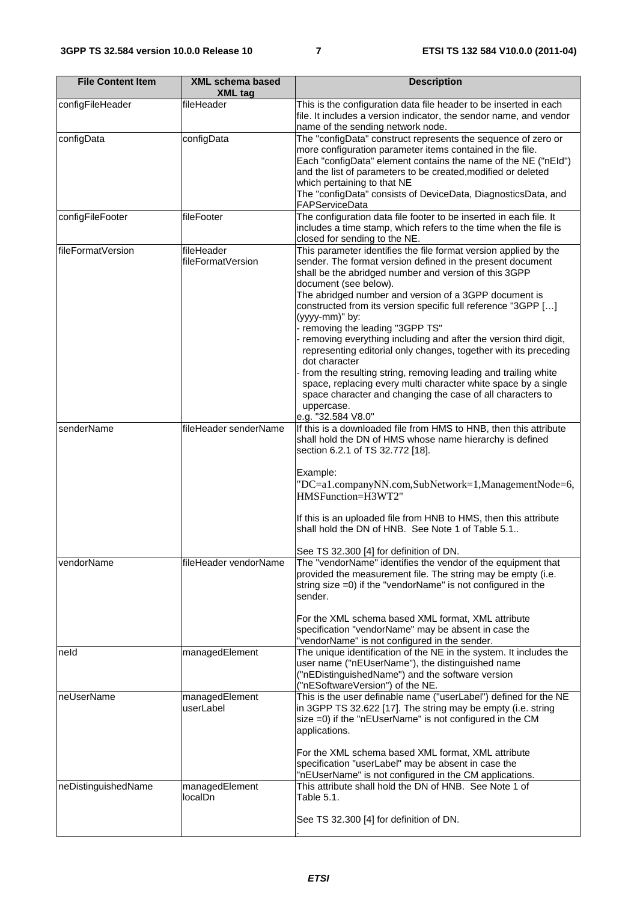| File Content Item | XML schema based XML tag | Description |
| --- | --- | --- |
| configFileHeader | fileHeader | This is the configuration data file header to be inserted in each file. It includes a version indicator, the sendor name, and vendor name of the sending network node. |
| configData | configData | The "configData" construct represents the sequence of zero or more configuration parameter items contained in the file. Each "configData" element contains the name of the NE ("nEId") and the list of parameters to be created,modified or deleted which pertaining to that NE The "configData" consists of DeviceData, DiagnosticsData, and FAPServiceData |
| configFileFooter | fileFooter | The configuration data file footer to be inserted in each file. It includes a time stamp, which refers to the time when the file is closed for sending to the NE. |
| fileFormatVersion | fileHeader fileFormatVersion | This parameter identifies the file format version applied by the sender. The format version defined in the present document shall be the abridged number and version of this 3GPP document (see below).<br>The abridged number and version of a 3GPP document is constructed from its version specific full reference "3GPP […] (yyyy-mm)" by:<br>- removing the leading "3GPP TS"<br>- removing everything including and after the version third digit, representing editorial only changes, together with its preceding dot character<br>- from the resulting string, removing leading and trailing white space, replacing every multi character white space by a single space character and changing the case of all characters to uppercase.<br>e.g. "32.584 V8.0" |
| senderName | fileHeader senderName | If this is a downloaded file from HMS to HNB, then this attribute shall hold the DN of HMS whose name hierarchy is defined section 6.2.1 of TS 32.772 [18].<br><br>Example:<br>"DC=a1.companyNN.com,SubNetwork=1,ManagementNode=6, HMSFunction=H3WT2"<br><br>If this is an uploaded file from HNB to HMS, then this attribute shall hold the DN of HNB. See Note 1 of Table 5.1..<br><br>See TS 32.300 [4] for definition of DN. |
| vendorName | fileHeader vendorName | The "vendorName" identifies the vendor of the equipment that provided the measurement file. The string may be empty (i.e. string size =0) if the "vendorName" is not configured in the sender.<br><br>For the XML schema based XML format, XML attribute specification "vendorName" may be absent in case the "vendorName" is not configured in the sender. |
| neId | managedElement | The unique identification of the NE in the system. It includes the user name ("nEUserName"), the distinguished name ("nEDistinguishedName") and the software version ("nESoftwareVersion") of the NE. |
| neUserName | managedElement userLabel | This is the user definable name ("userLabel") defined for the NE in 3GPP TS 32.622 [17]. The string may be empty (i.e. string size =0) if the "nEUserName" is not configured in the CM applications.<br><br>For the XML schema based XML format, XML attribute specification "userLabel" may be absent in case the "nEUserName" is not configured in the CM applications. |
| neDistinguishedName | managedElement localDn | This attribute shall hold the DN of HNB. See Note 1 of Table 5.1.<br><br>See TS 32.300 [4] for definition of DN.<br>. |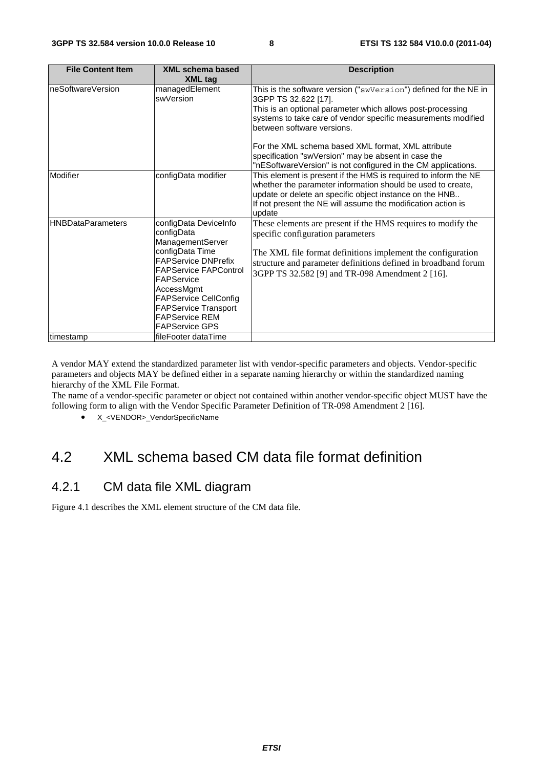| File Content Item | XML schema based XML tag | Description |
| --- | --- | --- |
| neSoftwareVersion | managedElement swVersion | This is the software version ("swVersion") defined for the NE in 3GPP TS 32.622 [17].<br>This is an optional parameter which allows post-processing systems to take care of vendor specific measurements modified between software versions.<br><br>For the XML schema based XML format, XML attribute specification "swVersion" may be absent in case the "nESoftwareVersion" is not configured in the CM applications. |
| Modifier | configData modifier | This element is present if the HMS is required to inform the NE whether the parameter information should be used to create, update or delete an specific object instance on the HNB..<br>If not present the NE will assume the modification action is update |
| HNBDataParameters | configData DeviceInfo<br>configData ManagementServer<br>configData Time<br>FAPService DNPrefix<br>FAPService FAPControl<br>FAPService AccessMgmt<br>FAPService CellConfig<br>FAPService Transport<br>FAPService REM<br>FAPService GPS | These elements are present if the HMS requires to modify the specific configuration parameters<br><br>The XML file format definitions implement the configuration structure and parameter definitions defined in broadband forum 3GPP TS 32.582 [9] and TR-098 Amendment 2 [16]. |
| timestamp | fileFooter dataTime | |

A vendor MAY extend the standardized parameter list with vendor-specific parameters and objects. Vendor-specific parameters and objects MAY be defined either in a separate naming hierarchy or within the standardized naming hierarchy of the XML File Format.
The name of a vendor-specific parameter or object not contained within another vendor-specific object MUST have the following form to align with the Vendor Specific Parameter Definition of TR-098 Amendment 2 [16].

- X_<VENDOR>_VendorSpecificName

## 4.2 XML schema based CM data file format definition

### 4.2.1 CM data file XML diagram

Figure 4.1 describes the XML element structure of the CM data file.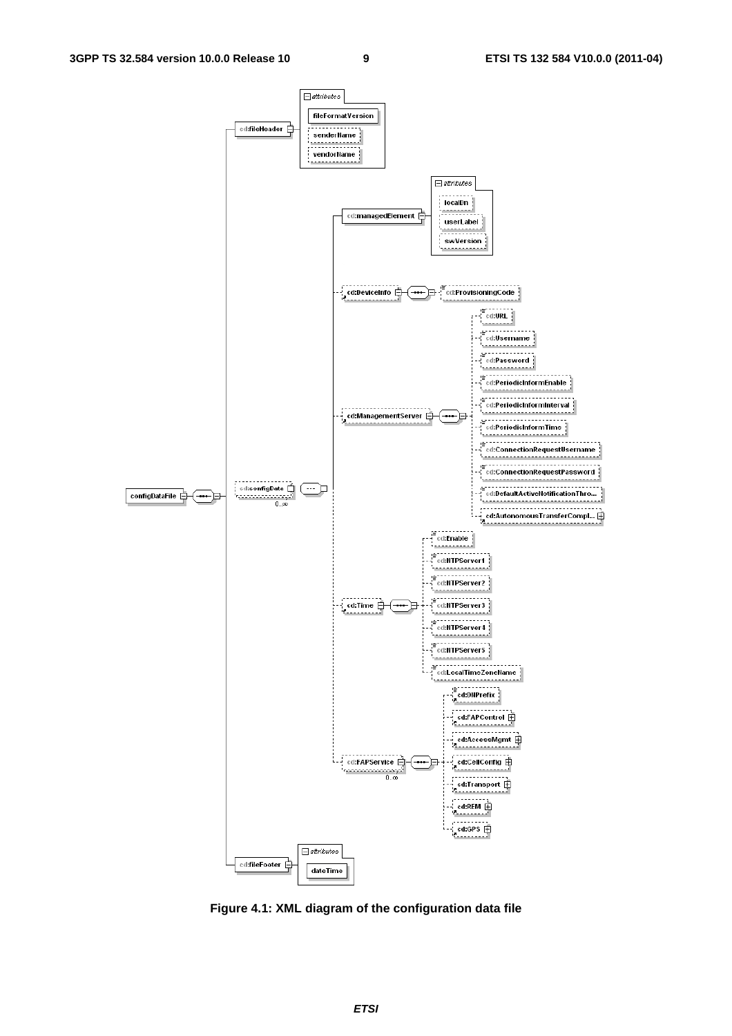Figure 4.1: XML diagram of the configuration data file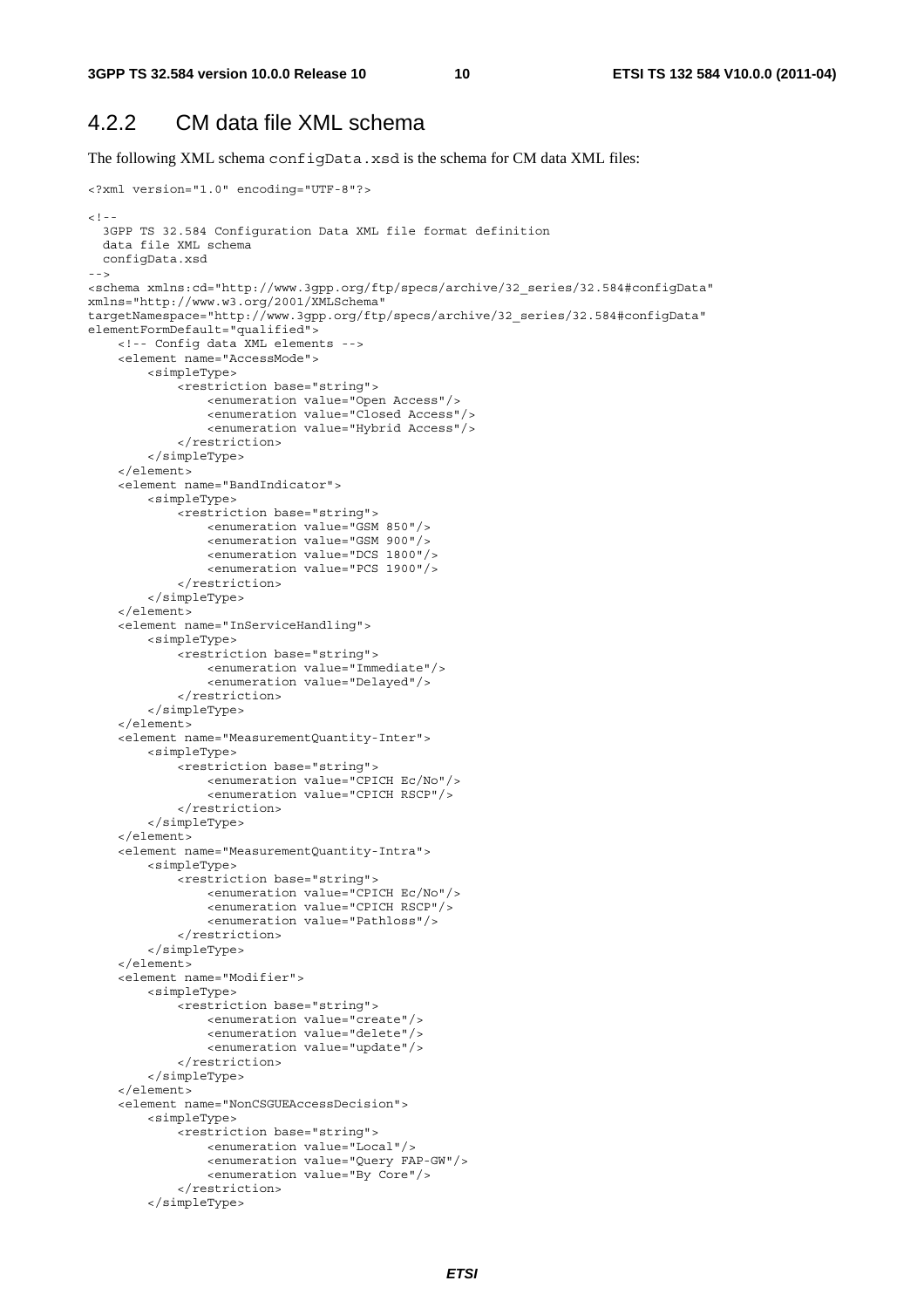## 4.2.2 CM data file XML schema

The following XML schema configData.xsd is the schema for CM data XML files:

```
<?xml version="1.0" encoding="UTF-8"?>

<!--
  3GPP TS 32.584 Configuration Data XML file format definition
  data file XML schema
  configData.xsd
-->
<schema xmlns:cd="http://www.3gpp.org/ftp/specs/archive/32_series/32.584#configData"
xmlns="http://www.w3.org/2001/XMLSchema"
targetNamespace="http://www.3gpp.org/ftp/specs/archive/32_series/32.584#configData"
elementFormDefault="qualified">
    <!-- Config data XML elements -->
    <element name="AccessMode">
        <simpleType>
            <restriction base="string">
                <enumeration value="Open Access"/>
                <enumeration value="Closed Access"/>
                <enumeration value="Hybrid Access"/>
            </restriction>
        </simpleType>
    </element>
    <element name="BandIndicator">
        <simpleType>
            <restriction base="string">
                <enumeration value="GSM 850"/>
                <enumeration value="GSM 900"/>
                <enumeration value="DCS 1800"/>
                <enumeration value="PCS 1900"/>
            </restriction>
        </simpleType>
    </element>
    <element name="InServiceHandling">
        <simpleType>
            <restriction base="string">
                <enumeration value="Immediate"/>
                <enumeration value="Delayed"/>
            </restriction>
        </simpleType>
    </element>
    <element name="MeasurementQuantity-Inter">
        <simpleType>
            <restriction base="string">
                <enumeration value="CPICH Ec/No"/>
                <enumeration value="CPICH RSCP"/>
            </restriction>
        </simpleType>
    </element>
    <element name="MeasurementQuantity-Intra">
        <simpleType>
            <restriction base="string">
                <enumeration value="CPICH Ec/No"/>
                <enumeration value="CPICH RSCP"/>
                <enumeration value="Pathloss"/>
            </restriction>
        </simpleType>
    </element>
    <element name="Modifier">
        <simpleType>
            <restriction base="string">
                <enumeration value="create"/>
                <enumeration value="delete"/>
                <enumeration value="update"/>
            </restriction>
        </simpleType>
    </element>
    <element name="NonCSGUEAccessDecision">
        <simpleType>
            <restriction base="string">
                <enumeration value="Local"/>
                <enumeration value="Query FAP-GW"/>
                <enumeration value="By Core"/>
            </restriction>
        </simpleType>
```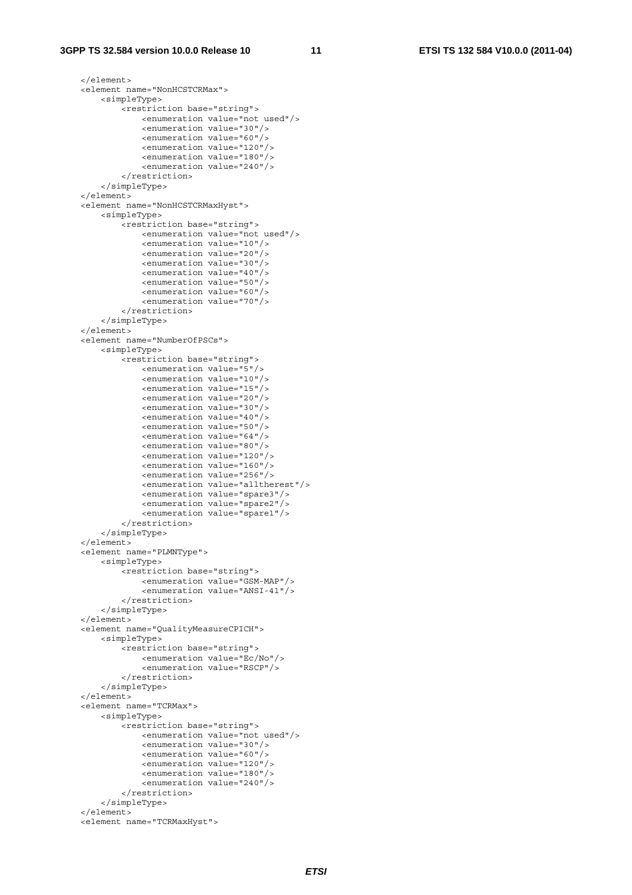```
    </element>
    <element name="NonHCSTCRMax">
        <simpleType>
            <restriction base="string">
                <enumeration value="not used"/>
                <enumeration value="30"/>
                <enumeration value="60"/>
                <enumeration value="120"/>
                <enumeration value="180"/>
                <enumeration value="240"/>
            </restriction>
        </simpleType>
    </element>
    <element name="NonHCSTCRMaxHyst">
        <simpleType>
            <restriction base="string">
                <enumeration value="not used"/>
                <enumeration value="10"/>
                <enumeration value="20"/>
                <enumeration value="30"/>
                <enumeration value="40"/>
                <enumeration value="50"/>
                <enumeration value="60"/>
                <enumeration value="70"/>
            </restriction>
        </simpleType>
    </element>
    <element name="NumberOfPSCs">
        <simpleType>
            <restriction base="string">
                <enumeration value="5"/>
                <enumeration value="10"/>
                <enumeration value="15"/>
                <enumeration value="20"/>
                <enumeration value="30"/>
                <enumeration value="40"/>
                <enumeration value="50"/>
                <enumeration value="64"/>
                <enumeration value="80"/>
                <enumeration value="120"/>
                <enumeration value="160"/>
                <enumeration value="256"/>
                <enumeration value="alltherest"/>
                <enumeration value="spare3"/>
                <enumeration value="spare2"/>
                <enumeration value="spare1"/>
            </restriction>
        </simpleType>
    </element>
    <element name="PLMNType">
        <simpleType>
            <restriction base="string">
                <enumeration value="GSM-MAP"/>
                <enumeration value="ANSI-41"/>
            </restriction>
        </simpleType>
    </element>
    <element name="QualityMeasureCPICH">
        <simpleType>
            <restriction base="string">
                <enumeration value="Ec/No"/>
                <enumeration value="RSCP"/>
            </restriction>
        </simpleType>
    </element>
    <element name="TCRMax">
        <simpleType>
            <restriction base="string">
                <enumeration value="not used"/>
                <enumeration value="30"/>
                <enumeration value="60"/>
                <enumeration value="120"/>
                <enumeration value="180"/>
                <enumeration value="240"/>
            </restriction>
        </simpleType>
    </element>
    <element name="TCRMaxHyst">
```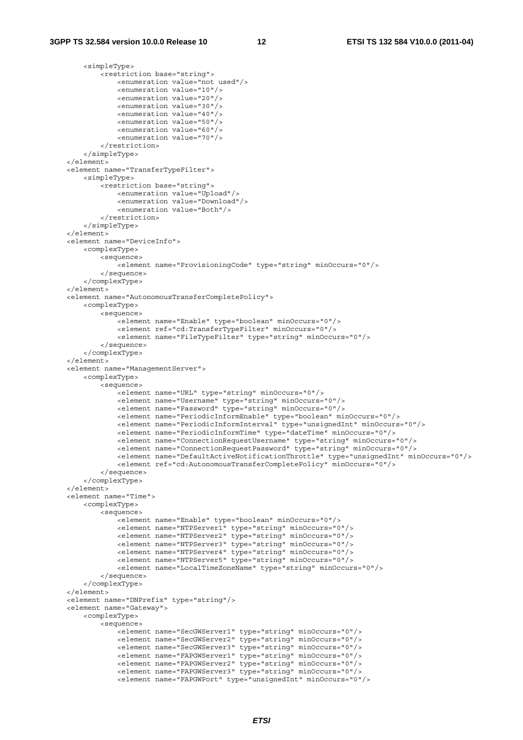```
        <simpleType>
            <restriction base="string">
                <enumeration value="not used"/>
                <enumeration value="10"/>
                <enumeration value="20"/>
                <enumeration value="30"/>
                <enumeration value="40"/>
                <enumeration value="50"/>
                <enumeration value="60"/>
                <enumeration value="70"/>
            </restriction>
        </simpleType>
    </element>
    <element name="TransferTypeFilter">
        <simpleType>
            <restriction base="string">
                <enumeration value="Upload"/>
                <enumeration value="Download"/>
                <enumeration value="Both"/>
            </restriction>
        </simpleType>
    </element>
    <element name="DeviceInfo">
        <complexType>
            <sequence>
                <element name="ProvisioningCode" type="string" minOccurs="0"/>
            </sequence>
        </complexType>
    </element>
    <element name="AutonomousTransferCompletePolicy">
        <complexType>
            <sequence>
                <element name="Enable" type="boolean" minOccurs="0"/>
                <element ref="cd:TransferTypeFilter" minOccurs="0"/>
                <element name="FileTypeFilter" type="string" minOccurs="0"/>
            </sequence>
        </complexType>
    </element>
    <element name="ManagementServer">
        <complexType>
            <sequence>
                <element name="URL" type="string" minOccurs="0"/>
                <element name="Username" type="string" minOccurs="0"/>
                <element name="Password" type="string" minOccurs="0"/>
                <element name="PeriodicInformEnable" type="boolean" minOccurs="0"/>
                <element name="PeriodicInformInterval" type="unsignedInt" minOccurs="0"/>
                <element name="PeriodicInformTime" type="dateTime" minOccurs="0"/>
                <element name="ConnectionRequestUsername" type="string" minOccurs="0"/>
                <element name="ConnectionRequestPassword" type="string" minOccurs="0"/>
                <element name="DefaultActiveNotificationThrottle" type="unsignedInt" minOccurs="0"/>
                <element ref="cd:AutonomousTransferCompletePolicy" minOccurs="0"/>
            </sequence>
        </complexType>
    </element>
    <element name="Time">
        <complexType>
            <sequence>
                <element name="Enable" type="boolean" minOccurs="0"/>
                <element name="NTPServer1" type="string" minOccurs="0"/>
                <element name="NTPServer2" type="string" minOccurs="0"/>
                <element name="NTPServer3" type="string" minOccurs="0"/>
                <element name="NTPServer4" type="string" minOccurs="0"/>
                <element name="NTPServer5" type="string" minOccurs="0"/>
                <element name="LocalTimeZoneName" type="string" minOccurs="0"/>
            </sequence>
        </complexType>
    </element>
    <element name="DNPrefix" type="string"/>
    <element name="Gateway">
        <complexType>
            <sequence>
                <element name="SecGWServer1" type="string" minOccurs="0"/>
                <element name="SecGWServer2" type="string" minOccurs="0"/>
                <element name="SecGWServer3" type="string" minOccurs="0"/>
                <element name="FAPGWServer1" type="string" minOccurs="0"/>
                <element name="FAPGWServer2" type="string" minOccurs="0"/>
                <element name="FAPGWServer3" type="string" minOccurs="0"/>
                <element name="FAPGWPort" type="unsignedInt" minOccurs="0"/>
```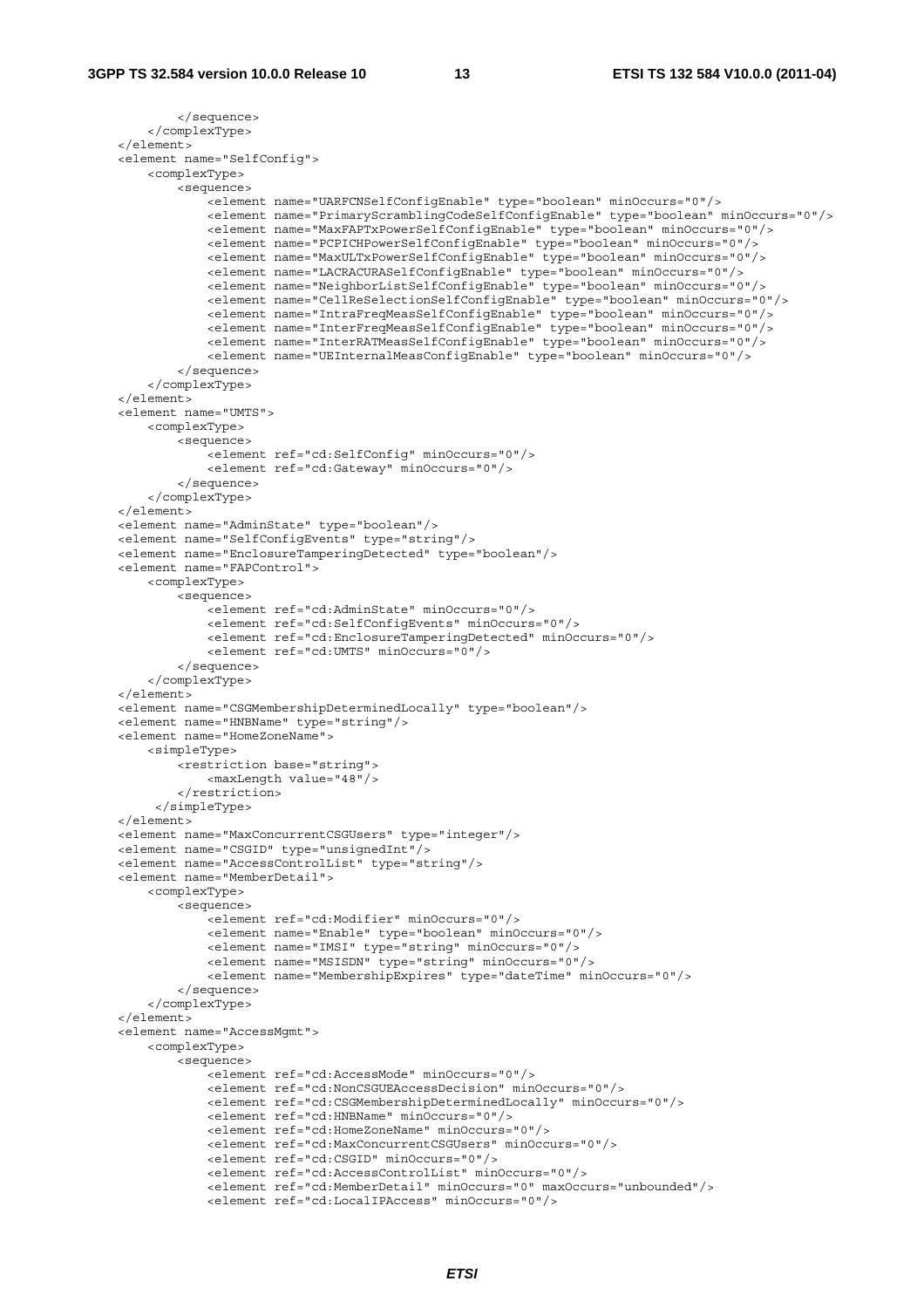```
            </sequence>
        </complexType>
    </element>
    <element name="SelfConfig">
        <complexType>
            <sequence>
                <element name="UARFCNSelfConfigEnable" type="boolean" minOccurs="0"/>
                <element name="PrimaryScramblingCodeSelfConfigEnable" type="boolean" minOccurs="0"/>
                <element name="MaxFAPTxPowerSelfConfigEnable" type="boolean" minOccurs="0"/>
                <element name="PCPICHPowerSelfConfigEnable" type="boolean" minOccurs="0"/>
                <element name="MaxULTxPowerSelfConfigEnable" type="boolean" minOccurs="0"/>
                <element name="LACRACURASelfConfigEnable" type="boolean" minOccurs="0"/>
                <element name="NeighborListSelfConfigEnable" type="boolean" minOccurs="0"/>
                <element name="CellReSelectionSelfConfigEnable" type="boolean" minOccurs="0"/>
                <element name="IntraFreqMeasSelfConfigEnable" type="boolean" minOccurs="0"/>
                <element name="InterFreqMeasSelfConfigEnable" type="boolean" minOccurs="0"/>
                <element name="InterRATMeasSelfConfigEnable" type="boolean" minOccurs="0"/>
                <element name="UEInternalMeasConfigEnable" type="boolean" minOccurs="0"/>
            </sequence>
        </complexType>
    </element>
    <element name="UMTS">
        <complexType>
            <sequence>
                <element ref="cd:SelfConfig" minOccurs="0"/>
                <element ref="cd:Gateway" minOccurs="0"/>
            </sequence>
        </complexType>
    </element>
    <element name="AdminState" type="boolean"/>
    <element name="SelfConfigEvents" type="string"/>
    <element name="EnclosureTamperingDetected" type="boolean"/>
    <element name="FAPControl">
        <complexType>
            <sequence>
                <element ref="cd:AdminState" minOccurs="0"/>
                <element ref="cd:SelfConfigEvents" minOccurs="0"/>
                <element ref="cd:EnclosureTamperingDetected" minOccurs="0"/>
                <element ref="cd:UMTS" minOccurs="0"/>
            </sequence>
        </complexType>
    </element>
    <element name="CSGMembershipDeterminedLocally" type="boolean"/>
    <element name="HNBName" type="string"/>
    <element name="HomeZoneName">
        <simpleType>
            <restriction base="string">
                <maxLength value="48"/>
            </restriction>
         </simpleType>
    </element>
    <element name="MaxConcurrentCSGUsers" type="integer"/>
    <element name="CSGID" type="unsignedInt"/>
    <element name="AccessControlList" type="string"/>
    <element name="MemberDetail">
        <complexType>
            <sequence>
                <element ref="cd:Modifier" minOccurs="0"/>
                <element name="Enable" type="boolean" minOccurs="0"/>
                <element name="IMSI" type="string" minOccurs="0"/>
                <element name="MSISDN" type="string" minOccurs="0"/>
                <element name="MembershipExpires" type="dateTime" minOccurs="0"/>
            </sequence>
        </complexType>
    </element>
    <element name="AccessMgmt">
        <complexType>
            <sequence>
                <element ref="cd:AccessMode" minOccurs="0"/>
                <element ref="cd:NonCSGUEAccessDecision" minOccurs="0"/>
                <element ref="cd:CSGMembershipDeterminedLocally" minOccurs="0"/>
                <element ref="cd:HNBName" minOccurs="0"/>
                <element ref="cd:HomeZoneName" minOccurs="0"/>
                <element ref="cd:MaxConcurrentCSGUsers" minOccurs="0"/>
                <element ref="cd:CSGID" minOccurs="0"/>
                <element ref="cd:AccessControlList" minOccurs="0"/>
                <element ref="cd:MemberDetail" minOccurs="0" maxOccurs="unbounded"/>
                <element ref="cd:LocalIPAccess" minOccurs="0"/>
```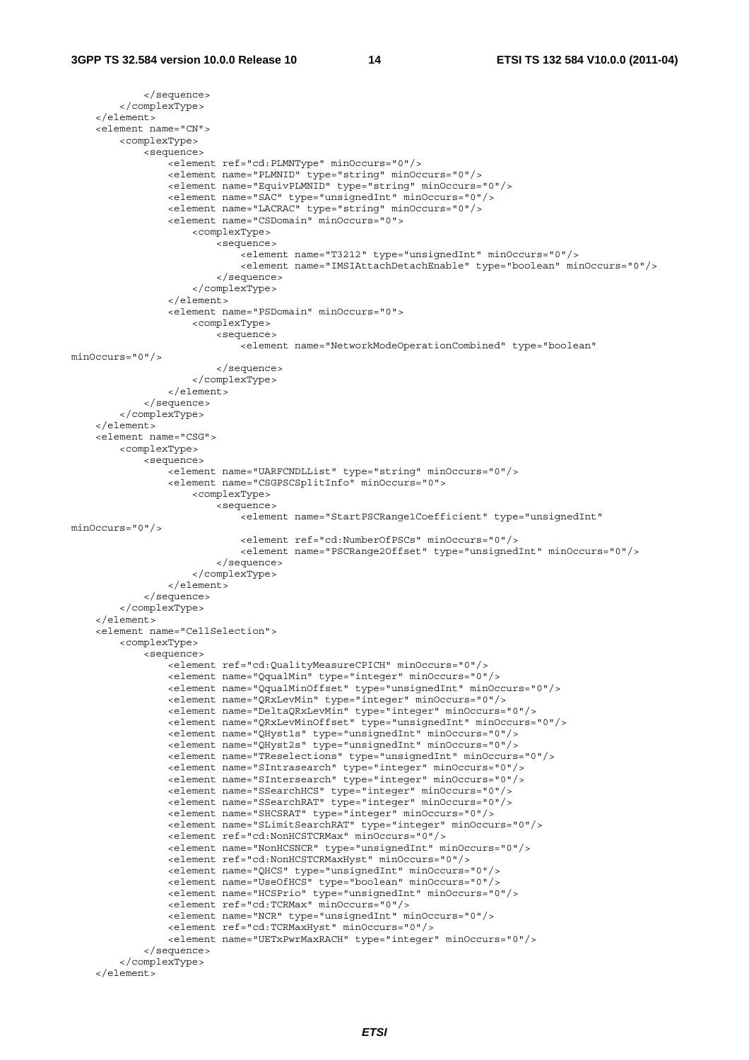```
            </sequence>
        </complexType>
    </element>
    <element name="CN">
        <complexType>
            <sequence>
                <element ref="cd:PLMNType" minOccurs="0"/>
                <element name="PLMNID" type="string" minOccurs="0"/>
                <element name="EquivPLMNID" type="string" minOccurs="0"/>
                <element name="SAC" type="unsignedInt" minOccurs="0"/>
                <element name="LACRAC" type="string" minOccurs="0"/>
                <element name="CSDomain" minOccurs="0">
                    <complexType>
                        <sequence>
                            <element name="T3212" type="unsignedInt" minOccurs="0"/>
                            <element name="IMSIAttachDetachEnable" type="boolean" minOccurs="0"/>
                        </sequence>
                    </complexType>
                </element>
                <element name="PSDomain" minOccurs="0">
                    <complexType>
                        <sequence>
                            <element name="NetworkModeOperationCombined" type="boolean"
minOccurs="0"/>
                        </sequence>
                    </complexType>
                </element>
            </sequence>
        </complexType>
    </element>
    <element name="CSG">
        <complexType>
            <sequence>
                <element name="UARFCNDLList" type="string" minOccurs="0"/>
                <element name="CSGPSCSplitInfo" minOccurs="0">
                    <complexType>
                        <sequence>
                            <element name="StartPSCRange1Coefficient" type="unsignedInt"
minOccurs="0"/>
                            <element ref="cd:NumberOfPSCs" minOccurs="0"/>
                            <element name="PSCRange2Offset" type="unsignedInt" minOccurs="0"/>
                        </sequence>
                    </complexType>
                </element>
            </sequence>
        </complexType>
    </element>
    <element name="CellSelection">
        <complexType>
            <sequence>
                <element ref="cd:QualityMeasureCPICH" minOccurs="0"/>
                <element name="QqualMin" type="integer" minOccurs="0"/>
                <element name="QqualMinOffset" type="unsignedInt" minOccurs="0"/>
                <element name="QRxLevMin" type="integer" minOccurs="0"/>
                <element name="DeltaQRxLevMin" type="integer" minOccurs="0"/>
                <element name="QRxLevMinOffset" type="unsignedInt" minOccurs="0"/>
                <element name="QHyst1s" type="unsignedInt" minOccurs="0"/>
                <element name="QHyst2s" type="unsignedInt" minOccurs="0"/>
                <element name="TReselections" type="unsignedInt" minOccurs="0"/>
                <element name="SIntrasearch" type="integer" minOccurs="0"/>
                <element name="SIntersearch" type="integer" minOccurs="0"/>
                <element name="SSearchHCS" type="integer" minOccurs="0"/>
                <element name="SSearchRAT" type="integer" minOccurs="0"/>
                <element name="SHCSRAT" type="integer" minOccurs="0"/>
                <element name="SLimitSearchRAT" type="integer" minOccurs="0"/>
                <element ref="cd:NonHCSTCRMax" minOccurs="0"/>
                <element name="NonHCSNCR" type="unsignedInt" minOccurs="0"/>
                <element ref="cd:NonHCSTCRMaxHyst" minOccurs="0"/>
                <element name="QHCS" type="unsignedInt" minOccurs="0"/>
                <element name="UseOfHCS" type="boolean" minOccurs="0"/>
                <element name="HCSPrio" type="unsignedInt" minOccurs="0"/>
                <element ref="cd:TCRMax" minOccurs="0"/>
                <element name="NCR" type="unsignedInt" minOccurs="0"/>
                <element ref="cd:TCRMaxHyst" minOccurs="0"/>
                <element name="UETxPwrMaxRACH" type="integer" minOccurs="0"/>
            </sequence>
        </complexType>
    </element>
```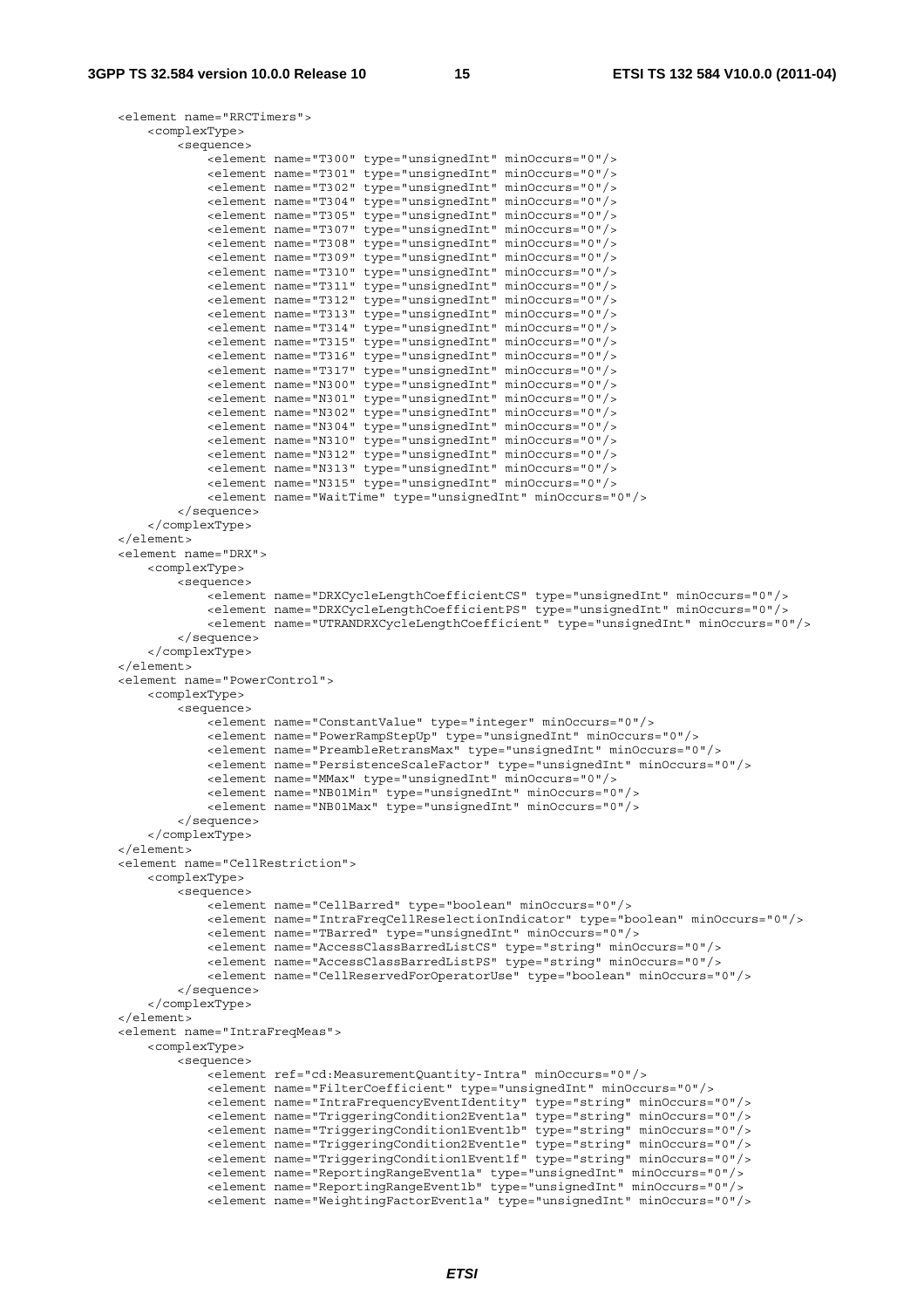```
<element name="RRCTimers">
    <complexType>
        <sequence>
            <element name="T300" type="unsignedInt" minOccurs="0"/>
            <element name="T301" type="unsignedInt" minOccurs="0"/>
            <element name="T302" type="unsignedInt" minOccurs="0"/>
            <element name="T304" type="unsignedInt" minOccurs="0"/>
            <element name="T305" type="unsignedInt" minOccurs="0"/>
            <element name="T307" type="unsignedInt" minOccurs="0"/>
            <element name="T308" type="unsignedInt" minOccurs="0"/>
            <element name="T309" type="unsignedInt" minOccurs="0"/>
            <element name="T310" type="unsignedInt" minOccurs="0"/>
            <element name="T311" type="unsignedInt" minOccurs="0"/>
            <element name="T312" type="unsignedInt" minOccurs="0"/>
            <element name="T313" type="unsignedInt" minOccurs="0"/>
            <element name="T314" type="unsignedInt" minOccurs="0"/>
            <element name="T315" type="unsignedInt" minOccurs="0"/>
            <element name="T316" type="unsignedInt" minOccurs="0"/>
            <element name="T317" type="unsignedInt" minOccurs="0"/>
            <element name="N300" type="unsignedInt" minOccurs="0"/>
            <element name="N301" type="unsignedInt" minOccurs="0"/>
            <element name="N302" type="unsignedInt" minOccurs="0"/>
            <element name="N304" type="unsignedInt" minOccurs="0"/>
            <element name="N310" type="unsignedInt" minOccurs="0"/>
            <element name="N312" type="unsignedInt" minOccurs="0"/>
            <element name="N313" type="unsignedInt" minOccurs="0"/>
            <element name="N315" type="unsignedInt" minOccurs="0"/>
            <element name="WaitTime" type="unsignedInt" minOccurs="0"/>
        </sequence>
    </complexType>
</element>
<element name="DRX">
    <complexType>
        <sequence>
            <element name="DRXCycleLengthCoefficientCS" type="unsignedInt" minOccurs="0"/>
            <element name="DRXCycleLengthCoefficientPS" type="unsignedInt" minOccurs="0"/>
            <element name="UTRANDRXCycleLengthCoefficient" type="unsignedInt" minOccurs="0"/>
        </sequence>
    </complexType>
</element>
<element name="PowerControl">
    <complexType>
        <sequence>
            <element name="ConstantValue" type="integer" minOccurs="0"/>
            <element name="PowerRampStepUp" type="unsignedInt" minOccurs="0"/>
            <element name="PreambleRetransMax" type="unsignedInt" minOccurs="0"/>
            <element name="PersistenceScaleFactor" type="unsignedInt" minOccurs="0"/>
            <element name="MMax" type="unsignedInt" minOccurs="0"/>
            <element name="NB01Min" type="unsignedInt" minOccurs="0"/>
            <element name="NB01Max" type="unsignedInt" minOccurs="0"/>
        </sequence>
    </complexType>
</element>
<element name="CellRestriction">
    <complexType>
        <sequence>
            <element name="CellBarred" type="boolean" minOccurs="0"/>
            <element name="IntraFreqCellReselectionIndicator" type="boolean" minOccurs="0"/>
            <element name="TBarred" type="unsignedInt" minOccurs="0"/>
            <element name="AccessClassBarredListCS" type="string" minOccurs="0"/>
            <element name="AccessClassBarredListPS" type="string" minOccurs="0"/>
            <element name="CellReservedForOperatorUse" type="boolean" minOccurs="0"/>
        </sequence>
    </complexType>
</element>
<element name="IntraFreqMeas">
    <complexType>
        <sequence>
            <element ref="cd:MeasurementQuantity-Intra" minOccurs="0"/>
            <element name="FilterCoefficient" type="unsignedInt" minOccurs="0"/>
            <element name="IntraFrequencyEventIdentity" type="string" minOccurs="0"/>
            <element name="TriggeringCondition2Event1a" type="string" minOccurs="0"/>
            <element name="TriggeringCondition1Event1b" type="string" minOccurs="0"/>
            <element name="TriggeringCondition2Event1e" type="string" minOccurs="0"/>
            <element name="TriggeringCondition1Event1f" type="string" minOccurs="0"/>
            <element name="ReportingRangeEvent1a" type="unsignedInt" minOccurs="0"/>
            <element name="ReportingRangeEvent1b" type="unsignedInt" minOccurs="0"/>
            <element name="WeightingFactorEvent1a" type="unsignedInt" minOccurs="0"/>
```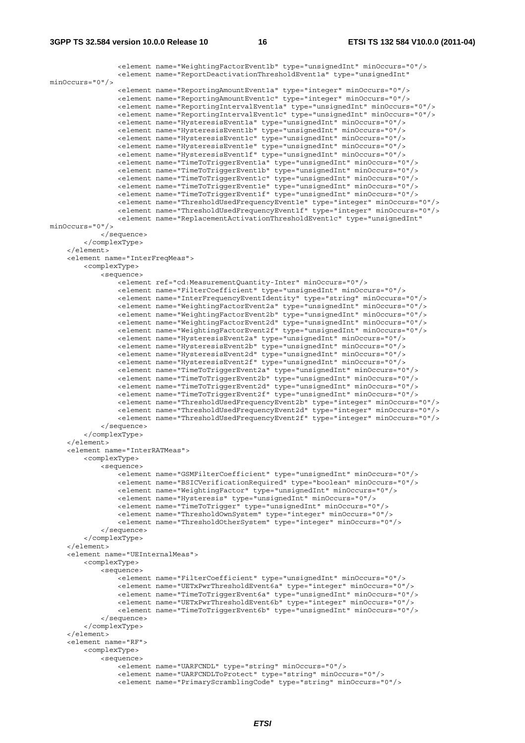```
                <element name="WeightingFactorEvent1b" type="unsignedInt" minOccurs="0"/>
                <element name="ReportDeactivationThresholdEvent1a" type="unsignedInt"
minOccurs="0"/>
                <element name="ReportingAmountEvent1a" type="integer" minOccurs="0"/>
                <element name="ReportingAmountEvent1c" type="integer" minOccurs="0"/>
                <element name="ReportingIntervalEvent1a" type="unsignedInt" minOccurs="0"/>
                <element name="ReportingIntervalEvent1c" type="unsignedInt" minOccurs="0"/>
                <element name="HysteresisEvent1a" type="unsignedInt" minOccurs="0"/>
                <element name="HysteresisEvent1b" type="unsignedInt" minOccurs="0"/>
                <element name="HysteresisEvent1c" type="unsignedInt" minOccurs="0"/>
                <element name="HysteresisEvent1e" type="unsignedInt" minOccurs="0"/>
                <element name="HysteresisEvent1f" type="unsignedInt" minOccurs="0"/>
                <element name="TimeToTriggerEvent1a" type="unsignedInt" minOccurs="0"/>
                <element name="TimeToTriggerEvent1b" type="unsignedInt" minOccurs="0"/>
                <element name="TimeToTriggerEvent1c" type="unsignedInt" minOccurs="0"/>
                <element name="TimeToTriggerEvent1e" type="unsignedInt" minOccurs="0"/>
                <element name="TimeToTriggerEvent1f" type="unsignedInt" minOccurs="0"/>
                <element name="ThresholdUsedFrequencyEvent1e" type="integer" minOccurs="0"/>
                <element name="ThresholdUsedFrequencyEvent1f" type="integer" minOccurs="0"/>
                <element name="ReplacementActivationThresholdEvent1c" type="unsignedInt"
minOccurs="0"/>
            </sequence>
        </complexType>
    </element>
    <element name="InterFreqMeas">
        <complexType>
            <sequence>
                <element ref="cd:MeasurementQuantity-Inter" minOccurs="0"/>
                <element name="FilterCoefficient" type="unsignedInt" minOccurs="0"/>
                <element name="InterFrequencyEventIdentity" type="string" minOccurs="0"/>
                <element name="WeightingFactorEvent2a" type="unsignedInt" minOccurs="0"/>
                <element name="WeightingFactorEvent2b" type="unsignedInt" minOccurs="0"/>
                <element name="WeightingFactorEvent2d" type="unsignedInt" minOccurs="0"/>
                <element name="WeightingFactorEvent2f" type="unsignedInt" minOccurs="0"/>
                <element name="HysteresisEvent2a" type="unsignedInt" minOccurs="0"/>
                <element name="HysteresisEvent2b" type="unsignedInt" minOccurs="0"/>
                <element name="HysteresisEvent2d" type="unsignedInt" minOccurs="0"/>
                <element name="HysteresisEvent2f" type="unsignedInt" minOccurs="0"/>
                <element name="TimeToTriggerEvent2a" type="unsignedInt" minOccurs="0"/>
                <element name="TimeToTriggerEvent2b" type="unsignedInt" minOccurs="0"/>
                <element name="TimeToTriggerEvent2d" type="unsignedInt" minOccurs="0"/>
                <element name="TimeToTriggerEvent2f" type="unsignedInt" minOccurs="0"/>
                <element name="ThresholdUsedFrequencyEvent2b" type="integer" minOccurs="0"/>
                <element name="ThresholdUsedFrequencyEvent2d" type="integer" minOccurs="0"/>
                <element name="ThresholdUsedFrequencyEvent2f" type="integer" minOccurs="0"/>
            </sequence>
        </complexType>
    </element>
    <element name="InterRATMeas">
        <complexType>
            <sequence>
                <element name="GSMFilterCoefficient" type="unsignedInt" minOccurs="0"/>
                <element name="BSICVerificationRequired" type="boolean" minOccurs="0"/>
                <element name="WeightingFactor" type="unsignedInt" minOccurs="0"/>
                <element name="Hysteresis" type="unsignedInt" minOccurs="0"/>
                <element name="TimeToTrigger" type="unsignedInt" minOccurs="0"/>
                <element name="ThresholdOwnSystem" type="integer" minOccurs="0"/>
                <element name="ThresholdOtherSystem" type="integer" minOccurs="0"/>
            </sequence>
        </complexType>
    </element>
    <element name="UEInternalMeas">
        <complexType>
            <sequence>
                <element name="FilterCoefficient" type="unsignedInt" minOccurs="0"/>
                <element name="UETxPwrThresholdEvent6a" type="integer" minOccurs="0"/>
                <element name="TimeToTriggerEvent6a" type="unsignedInt" minOccurs="0"/>
                <element name="UETxPwrThresholdEvent6b" type="integer" minOccurs="0"/>
                <element name="TimeToTriggerEvent6b" type="unsignedInt" minOccurs="0"/>
            </sequence>
        </complexType>
    </element>
    <element name="RF">
        <complexType>
            <sequence>
                <element name="UARFCNDL" type="string" minOccurs="0"/>
                <element name="UARFCNDLToProtect" type="string" minOccurs="0"/>
                <element name="PrimaryScramblingCode" type="string" minOccurs="0"/>
```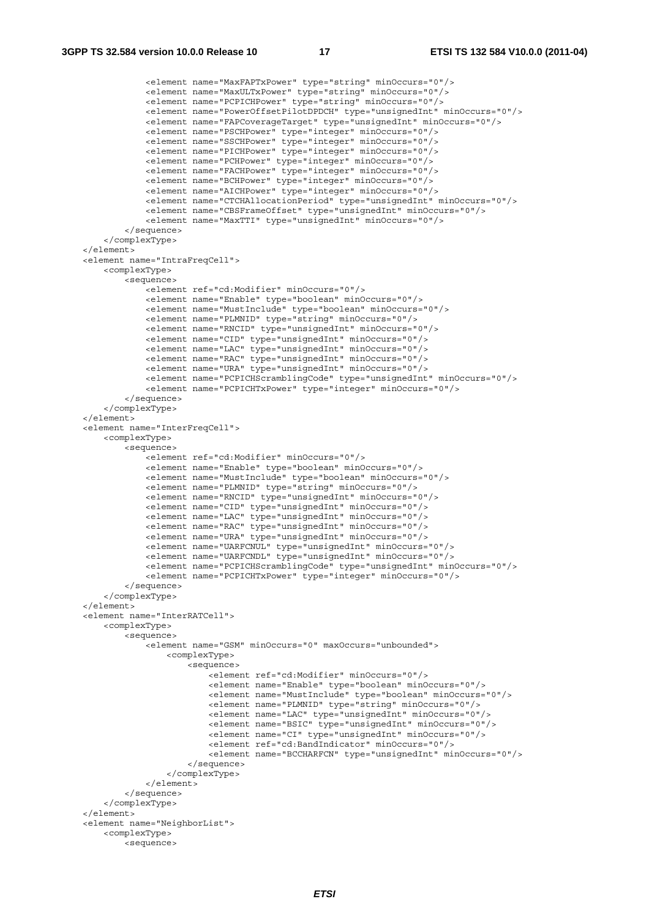```
            <element name="MaxFAPTxPower" type="string" minOccurs="0"/>
            <element name="MaxULTxPower" type="string" minOccurs="0"/>
            <element name="PCPICHPower" type="string" minOccurs="0"/>
            <element name="PowerOffsetPilotDPDCH" type="unsignedInt" minOccurs="0"/>
            <element name="FAPCoverageTarget" type="unsignedInt" minOccurs="0"/>
            <element name="PSCHPower" type="integer" minOccurs="0"/>
            <element name="SSCHPower" type="integer" minOccurs="0"/>
            <element name="PICHPower" type="integer" minOccurs="0"/>
            <element name="PCHPower" type="integer" minOccurs="0"/>
            <element name="FACHPower" type="integer" minOccurs="0"/>
            <element name="BCHPower" type="integer" minOccurs="0"/>
            <element name="AICHPower" type="integer" minOccurs="0"/>
            <element name="CTCHAllocationPeriod" type="unsignedInt" minOccurs="0"/>
            <element name="CBSFrameOffset" type="unsignedInt" minOccurs="0"/>
            <element name="MaxTTI" type="unsignedInt" minOccurs="0"/>
        </sequence>
    </complexType>
</element>
<element name="IntraFreqCell">
    <complexType>
        <sequence>
            <element ref="cd:Modifier" minOccurs="0"/>
            <element name="Enable" type="boolean" minOccurs="0"/>
            <element name="MustInclude" type="boolean" minOccurs="0"/>
            <element name="PLMNID" type="string" minOccurs="0"/>
            <element name="RNCID" type="unsignedInt" minOccurs="0"/>
            <element name="CID" type="unsignedInt" minOccurs="0"/>
            <element name="LAC" type="unsignedInt" minOccurs="0"/>
            <element name="RAC" type="unsignedInt" minOccurs="0"/>
            <element name="URA" type="unsignedInt" minOccurs="0"/>
            <element name="PCPICHScramblingCode" type="unsignedInt" minOccurs="0"/>
            <element name="PCPICHTxPower" type="integer" minOccurs="0"/>
        </sequence>
    </complexType>
</element>
<element name="InterFreqCell">
    <complexType>
        <sequence>
            <element ref="cd:Modifier" minOccurs="0"/>
            <element name="Enable" type="boolean" minOccurs="0"/>
            <element name="MustInclude" type="boolean" minOccurs="0"/>
            <element name="PLMNID" type="string" minOccurs="0"/>
            <element name="RNCID" type="unsignedInt" minOccurs="0"/>
            <element name="CID" type="unsignedInt" minOccurs="0"/>
            <element name="LAC" type="unsignedInt" minOccurs="0"/>
            <element name="RAC" type="unsignedInt" minOccurs="0"/>
            <element name="URA" type="unsignedInt" minOccurs="0"/>
            <element name="UARFCNUL" type="unsignedInt" minOccurs="0"/>
            <element name="UARFCNDL" type="unsignedInt" minOccurs="0"/>
            <element name="PCPICHScramblingCode" type="unsignedInt" minOccurs="0"/>
            <element name="PCPICHTxPower" type="integer" minOccurs="0"/>
        </sequence>
    </complexType>
</element>
<element name="InterRATCell">
    <complexType>
        <sequence>
            <element name="GSM" minOccurs="0" maxOccurs="unbounded">
                <complexType>
                    <sequence>
                        <element ref="cd:Modifier" minOccurs="0"/>
                        <element name="Enable" type="boolean" minOccurs="0"/>
                        <element name="MustInclude" type="boolean" minOccurs="0"/>
                        <element name="PLMNID" type="string" minOccurs="0"/>
                        <element name="LAC" type="unsignedInt" minOccurs="0"/>
                        <element name="BSIC" type="unsignedInt" minOccurs="0"/>
                        <element name="CI" type="unsignedInt" minOccurs="0"/>
                        <element ref="cd:BandIndicator" minOccurs="0"/>
                        <element name="BCCHARFCN" type="unsignedInt" minOccurs="0"/>
                    </sequence>
                </complexType>
            </element>
        </sequence>
    </complexType>
</element>
<element name="NeighborList">
    <complexType>
        <sequence>
```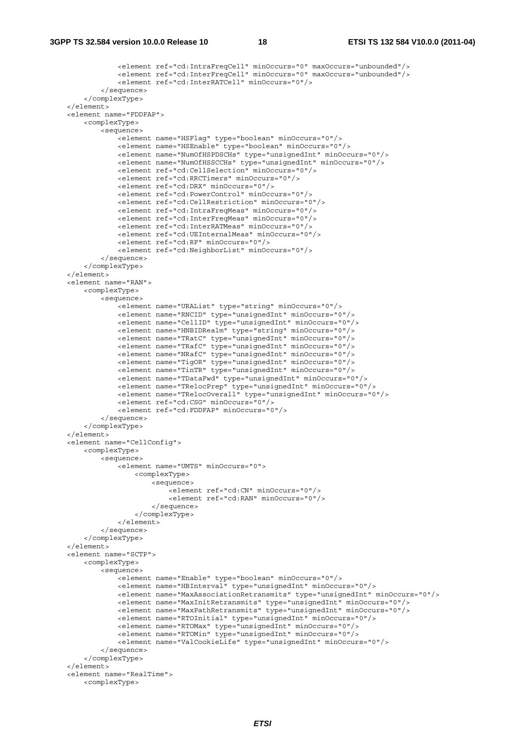```
                <element ref="cd:IntraFreqCell" minOccurs="0" maxOccurs="unbounded"/>
                <element ref="cd:InterFreqCell" minOccurs="0" maxOccurs="unbounded"/>
                <element ref="cd:InterRATCell" minOccurs="0"/>
            </sequence>
        </complexType>
    </element>
    <element name="FDDFAP">
        <complexType>
            <sequence>
                <element name="HSFlag" type="boolean" minOccurs="0"/>
                <element name="HSEnable" type="boolean" minOccurs="0"/>
                <element name="NumOfHSPDSCHs" type="unsignedInt" minOccurs="0"/>
                <element name="NumOfHSSCCHs" type="unsignedInt" minOccurs="0"/>
                <element ref="cd:CellSelection" minOccurs="0"/>
                <element ref="cd:RRCTimers" minOccurs="0"/>
                <element ref="cd:DRX" minOccurs="0"/>
                <element ref="cd:PowerControl" minOccurs="0"/>
                <element ref="cd:CellRestriction" minOccurs="0"/>
                <element ref="cd:IntraFreqMeas" minOccurs="0"/>
                <element ref="cd:InterFreqMeas" minOccurs="0"/>
                <element ref="cd:InterRATMeas" minOccurs="0"/>
                <element ref="cd:UEInternalMeas" minOccurs="0"/>
                <element ref="cd:RF" minOccurs="0"/>
                <element ref="cd:NeighborList" minOccurs="0"/>
            </sequence>
        </complexType>
    </element>
    <element name="RAN">
        <complexType>
            <sequence>
                <element name="URAList" type="string" minOccurs="0"/>
                <element name="RNCID" type="unsignedInt" minOccurs="0"/>
                <element name="CellID" type="unsignedInt" minOccurs="0"/>
                <element name="HNBIDRealm" type="string" minOccurs="0"/>
                <element name="TRatC" type="unsignedInt" minOccurs="0"/>
                <element name="TRafC" type="unsignedInt" minOccurs="0"/>
                <element name="NRafC" type="unsignedInt" minOccurs="0"/>
                <element name="TigOR" type="unsignedInt" minOccurs="0"/>
                <element name="TinTR" type="unsignedInt" minOccurs="0"/>
                <element name="TDataFwd" type="unsignedInt" minOccurs="0"/>
                <element name="TRelocPrep" type="unsignedInt" minOccurs="0"/>
                <element name="TRelocOverall" type="unsignedInt" minOccurs="0"/>
                <element ref="cd:CSG" minOccurs="0"/>
                <element ref="cd:FDDFAP" minOccurs="0"/>
            </sequence>
        </complexType>
    </element>
    <element name="CellConfig">
        <complexType>
            <sequence>
                <element name="UMTS" minOccurs="0">
                    <complexType>
                        <sequence>
                            <element ref="cd:CN" minOccurs="0"/>
                            <element ref="cd:RAN" minOccurs="0"/>
                        </sequence>
                    </complexType>
                </element>
            </sequence>
        </complexType>
    </element>
    <element name="SCTP">
        <complexType>
            <sequence>
                <element name="Enable" type="boolean" minOccurs="0"/>
                <element name="HBInterval" type="unsignedInt" minOccurs="0"/>
                <element name="MaxAssociationRetransmits" type="unsignedInt" minOccurs="0"/>
                <element name="MaxInitRetransmits" type="unsignedInt" minOccurs="0"/>
                <element name="MaxPathRetransmits" type="unsignedInt" minOccurs="0"/>
                <element name="RTOInitial" type="unsignedInt" minOccurs="0"/>
                <element name="RTOMax" type="unsignedInt" minOccurs="0"/>
                <element name="RTOMin" type="unsignedInt" minOccurs="0"/>
                <element name="ValCookieLife" type="unsignedInt" minOccurs="0"/>
            </sequence>
        </complexType>
    </element>
    <element name="RealTime">
        <complexType>
```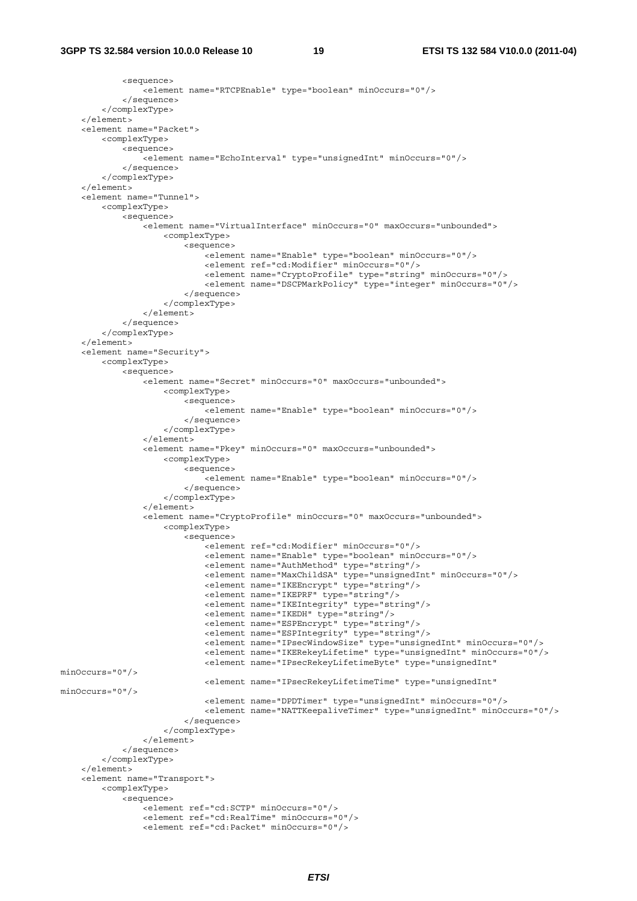```
            <sequence>
                <element name="RTCPEnable" type="boolean" minOccurs="0"/>
            </sequence>
        </complexType>
    </element>
    <element name="Packet">
        <complexType>
            <sequence>
                <element name="EchoInterval" type="unsignedInt" minOccurs="0"/>
            </sequence>
        </complexType>
    </element>
    <element name="Tunnel">
        <complexType>
            <sequence>
                <element name="VirtualInterface" minOccurs="0" maxOccurs="unbounded">
                    <complexType>
                        <sequence>
                            <element name="Enable" type="boolean" minOccurs="0"/>
                            <element ref="cd:Modifier" minOccurs="0"/>
                            <element name="CryptoProfile" type="string" minOccurs="0"/>
                            <element name="DSCPMarkPolicy" type="integer" minOccurs="0"/>
                        </sequence>
                    </complexType>
                </element>
            </sequence>
        </complexType>
    </element>
    <element name="Security">
        <complexType>
            <sequence>
                <element name="Secret" minOccurs="0" maxOccurs="unbounded">
                    <complexType>
                        <sequence>
                            <element name="Enable" type="boolean" minOccurs="0"/>
                        </sequence>
                    </complexType>
                </element>
                <element name="Pkey" minOccurs="0" maxOccurs="unbounded">
                    <complexType>
                        <sequence>
                            <element name="Enable" type="boolean" minOccurs="0"/>
                        </sequence>
                    </complexType>
                </element>
                <element name="CryptoProfile" minOccurs="0" maxOccurs="unbounded">
                    <complexType>
                        <sequence>
                            <element ref="cd:Modifier" minOccurs="0"/>
                            <element name="Enable" type="boolean" minOccurs="0"/>
                            <element name="AuthMethod" type="string"/>
                            <element name="MaxChildSA" type="unsignedInt" minOccurs="0"/>
                            <element name="IKEEncrypt" type="string"/>
                            <element name="IKEPRF" type="string"/>
                            <element name="IKEIntegrity" type="string"/>
                            <element name="IKEDH" type="string"/>
                            <element name="ESPEncrypt" type="string"/>
                            <element name="ESPIntegrity" type="string"/>
                            <element name="IPsecWindowSize" type="unsignedInt" minOccurs="0"/>
                            <element name="IKERekeyLifetime" type="unsignedInt" minOccurs="0"/>
                            <element name="IPsecRekeyLifetimeByte" type="unsignedInt"
minOccurs="0"/>
                            <element name="IPsecRekeyLifetimeTime" type="unsignedInt"
minOccurs="0"/>
                            <element name="DPDTimer" type="unsignedInt" minOccurs="0"/>
                            <element name="NATTKeepaliveTimer" type="unsignedInt" minOccurs="0"/>
                        </sequence>
                    </complexType>
                </element>
            </sequence>
        </complexType>
    </element>
    <element name="Transport">
        <complexType>
            <sequence>
                <element ref="cd:SCTP" minOccurs="0"/>
                <element ref="cd:RealTime" minOccurs="0"/>
                <element ref="cd:Packet" minOccurs="0"/>
```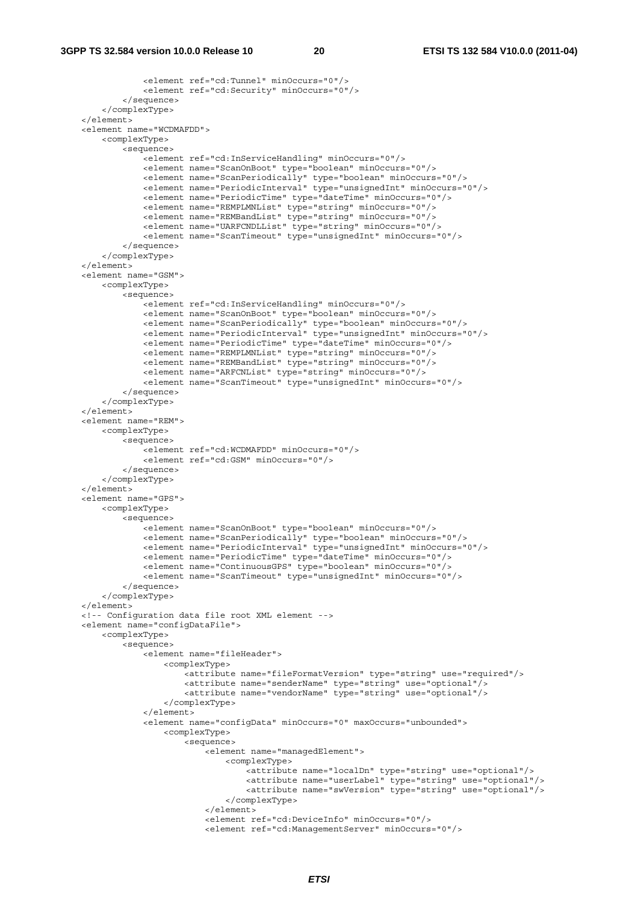```
            <element ref="cd:Tunnel" minOccurs="0"/>
            <element ref="cd:Security" minOccurs="0"/>
        </sequence>
    </complexType>
</element>
<element name="WCDMAFDD">
    <complexType>
        <sequence>
            <element ref="cd:InServiceHandling" minOccurs="0"/>
            <element name="ScanOnBoot" type="boolean" minOccurs="0"/>
            <element name="ScanPeriodically" type="boolean" minOccurs="0"/>
            <element name="PeriodicInterval" type="unsignedInt" minOccurs="0"/>
            <element name="PeriodicTime" type="dateTime" minOccurs="0"/>
            <element name="REMPLMNList" type="string" minOccurs="0"/>
            <element name="REMBandList" type="string" minOccurs="0"/>
            <element name="UARFCNDLList" type="string" minOccurs="0"/>
            <element name="ScanTimeout" type="unsignedInt" minOccurs="0"/>
        </sequence>
    </complexType>
</element>
<element name="GSM">
    <complexType>
        <sequence>
            <element ref="cd:InServiceHandling" minOccurs="0"/>
            <element name="ScanOnBoot" type="boolean" minOccurs="0"/>
            <element name="ScanPeriodically" type="boolean" minOccurs="0"/>
            <element name="PeriodicInterval" type="unsignedInt" minOccurs="0"/>
            <element name="PeriodicTime" type="dateTime" minOccurs="0"/>
            <element name="REMPLMNList" type="string" minOccurs="0"/>
            <element name="REMBandList" type="string" minOccurs="0"/>
            <element name="ARFCNList" type="string" minOccurs="0"/>
            <element name="ScanTimeout" type="unsignedInt" minOccurs="0"/>
        </sequence>
    </complexType>
</element>
<element name="REM">
    <complexType>
        <sequence>
            <element ref="cd:WCDMAFDD" minOccurs="0"/>
            <element ref="cd:GSM" minOccurs="0"/>
        </sequence>
    </complexType>
</element>
<element name="GPS">
    <complexType>
        <sequence>
            <element name="ScanOnBoot" type="boolean" minOccurs="0"/>
            <element name="ScanPeriodically" type="boolean" minOccurs="0"/>
            <element name="PeriodicInterval" type="unsignedInt" minOccurs="0"/>
            <element name="PeriodicTime" type="dateTime" minOccurs="0"/>
            <element name="ContinuousGPS" type="boolean" minOccurs="0"/>
            <element name="ScanTimeout" type="unsignedInt" minOccurs="0"/>
        </sequence>
    </complexType>
</element>
<!-- Configuration data file root XML element -->
<element name="configDataFile">
    <complexType>
        <sequence>
            <element name="fileHeader">
                <complexType>
                    <attribute name="fileFormatVersion" type="string" use="required"/>
                    <attribute name="senderName" type="string" use="optional"/>
                    <attribute name="vendorName" type="string" use="optional"/>
                </complexType>
            </element>
            <element name="configData" minOccurs="0" maxOccurs="unbounded">
                <complexType>
                    <sequence>
                        <element name="managedElement">
                            <complexType>
                                <attribute name="localDn" type="string" use="optional"/>
                                <attribute name="userLabel" type="string" use="optional"/>
                                <attribute name="swVersion" type="string" use="optional"/>
                            </complexType>
                        </element>
                        <element ref="cd:DeviceInfo" minOccurs="0"/>
                        <element ref="cd:ManagementServer" minOccurs="0"/>
```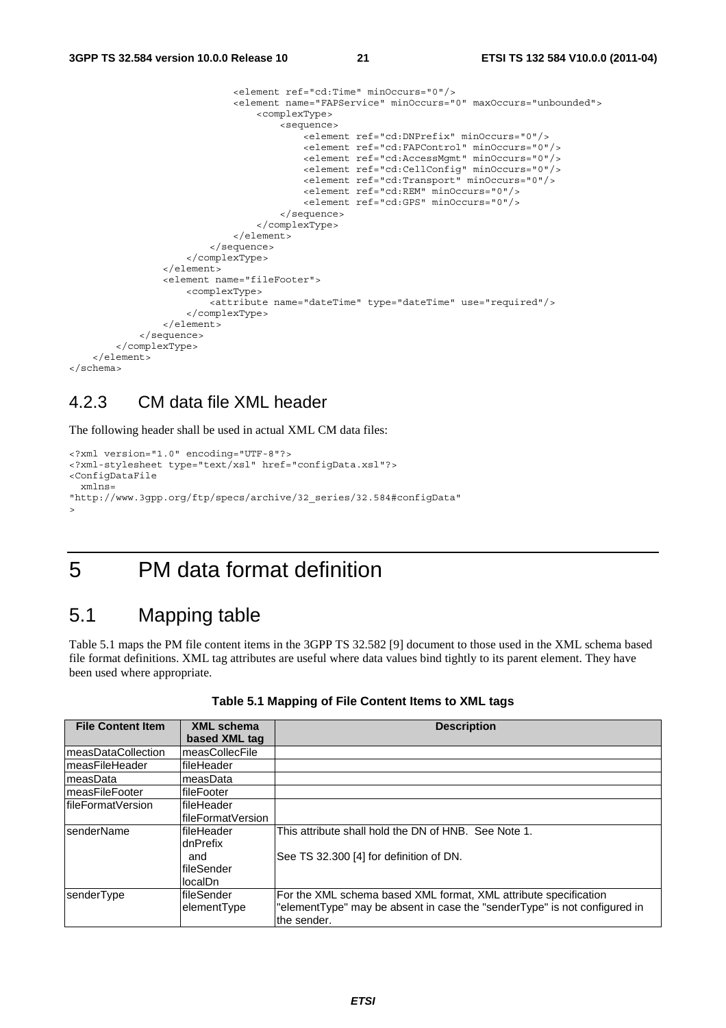```
                              <element ref="cd:Time" minOccurs="0"/>
                              <element name="FAPService" minOccurs="0" maxOccurs="unbounded">
                                  <complexType>
                                      <sequence>
                                          <element ref="cd:DNPrefix" minOccurs="0"/>
                                          <element ref="cd:FAPControl" minOccurs="0"/>
                                          <element ref="cd:AccessMgmt" minOccurs="0"/>
                                          <element ref="cd:CellConfig" minOccurs="0"/>
                                          <element ref="cd:Transport" minOccurs="0"/>
                                          <element ref="cd:REM" minOccurs="0"/>
                                          <element ref="cd:GPS" minOccurs="0"/>
                                      </sequence>
                                  </complexType>
                              </element>
                          </sequence>
                      </complexType>
                  </element>
                  <element name="fileFooter">
                      <complexType>
                          <attribute name="dateTime" type="dateTime" use="required"/>
                      </complexType>
                  </element>
              </sequence>
          </complexType>
      </element>
</schema>
```

### 4.2.3 CM data file XML header

The following header shall be used in actual XML CM data files:

```
<?xml version="1.0" encoding="UTF-8"?>
<?xml-stylesheet type="text/xsl" href="configData.xsl"?>
<ConfigDataFile
  xmlns=
"http://www.3gpp.org/ftp/specs/archive/32_series/32.584#configData"
>
```

# 5 PM data format definition

## 5.1 Mapping table

Table 5.1 maps the PM file content items in the 3GPP TS 32.582 [9] document to those used in the XML schema based file format definitions. XML tag attributes are useful where data values bind tightly to its parent element. They have been used where appropriate.

**Table 5.1 Mapping of File Content Items to XML tags**

| File Content Item | XML schema based XML tag | Description |
|---|---|---|
| measDataCollection | measCollecFile | |
| measFileHeader | fileHeader | |
| measData | measData | |
| measFileFooter | fileFooter | |
| fileFormatVersion | fileHeader fileFormatVersion | |
| senderName | fileHeader dnPrefix and fileSender localDn | This attribute shall hold the DN of HNB. See Note 1. See TS 32.300 [4] for definition of DN. |
| senderType | fileSender elementType | For the XML schema based XML format, XML attribute specification "elementType" may be absent in case the "senderType" is not configured in the sender. |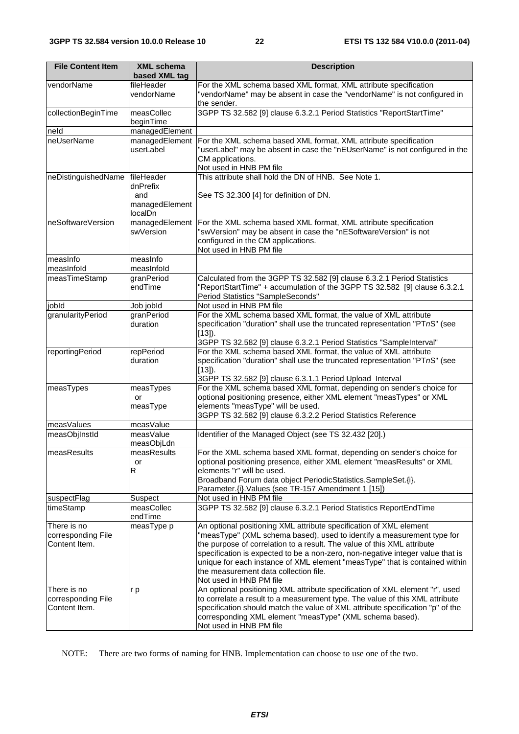| File Content Item | XML schema based XML tag | Description |
|---|---|---|
| vendorName | fileHeader vendorName | For the XML schema based XML format, XML attribute specification "vendorName" may be absent in case the "vendorName" is not configured in the sender. |
| collectionBeginTime | measCollec beginTime | 3GPP TS 32.582 [9] clause 6.3.2.1 Period Statistics "ReportStartTime" |
| neId | managedElement | |
| neUserName | managedElement userLabel | For the XML schema based XML format, XML attribute specification "userLabel" may be absent in case the "nEUserName" is not configured in the CM applications.<br>Not used in HNB PM file |
| neDistinguishedName | fileHeader dnPrefix and managedElement localDn | This attribute shall hold the DN of HNB. See Note 1.<br><br>See TS 32.300 [4] for definition of DN. |
| neSoftwareVersion | managedElement swVersion | For the XML schema based XML format, XML attribute specification "swVersion" may be absent in case the "nESoftwareVersion" is not configured in the CM applications.<br>Not used in HNB PM file |
| measInfo | measInfo | |
| measInfoId | measInfoId | |
| measTimeStamp | granPeriod endTime | Calculated from the 3GPP TS 32.582 [9] clause 6.3.2.1 Period Statistics "ReportStartTime" + accumulation of the 3GPP TS 32.582 [9] clause 6.3.2.1 Period Statistics "SampleSeconds" |
| jobId | Job jobId | Not used in HNB PM file |
| granularityPeriod | granPeriod duration | For the XML schema based XML format, the value of XML attribute specification "duration" shall use the truncated representation "PT*n*S" (see [13]).<br>3GPP TS 32.582 [9] clause 6.3.2.1 Period Statistics "SampleInterval" |
| reportingPeriod | repPeriod duration | For the XML schema based XML format, the value of XML attribute specification "duration" shall use the truncated representation "PT*n*S" (see [13]).<br>3GPP TS 32.582 [9] clause 6.3.1.1 Period Upload Interval |
| measTypes | measTypes or measType | For the XML schema based XML format, depending on sender's choice for optional positioning presence, either XML element "measTypes" or XML elements "measType" will be used.<br>3GPP TS 32.582 [9] clause 6.3.2.2 Period Statistics Reference |
| measValues | measValue | |
| measObjInstId | measValue measObjLdn | Identifier of the Managed Object (see TS 32.432 [20].) |
| measResults | measResults or R | For the XML schema based XML format, depending on sender's choice for optional positioning presence, either XML element "measResults" or XML elements "r" will be used.<br>Broadband Forum data object PeriodicStatistics.SampleSet.{i}. Parameter.{i}.Values (see TR-157 Amendment 1 [15]) |
| suspectFlag | Suspect | Not used in HNB PM file |
| timeStamp | measCollec endTime | 3GPP TS 32.582 [9] clause 6.3.2.1 Period Statistics ReportEndTime |
| There is no corresponding File Content Item. | measType p | An optional positioning XML attribute specification of XML element "measType" (XML schema based), used to identify a measurement type for the purpose of correlation to a result. The value of this XML attribute specification is expected to be a non-zero, non-negative integer value that is unique for each instance of XML element "measType" that is contained within the measurement data collection file.<br>Not used in HNB PM file |
| There is no corresponding File Content Item. | r p | An optional positioning XML attribute specification of XML element "r", used to correlate a result to a measurement type. The value of this XML attribute specification should match the value of XML attribute specification "p" of the corresponding XML element "measType" (XML schema based).<br>Not used in HNB PM file |

NOTE: There are two forms of naming for HNB. Implementation can choose to use one of the two.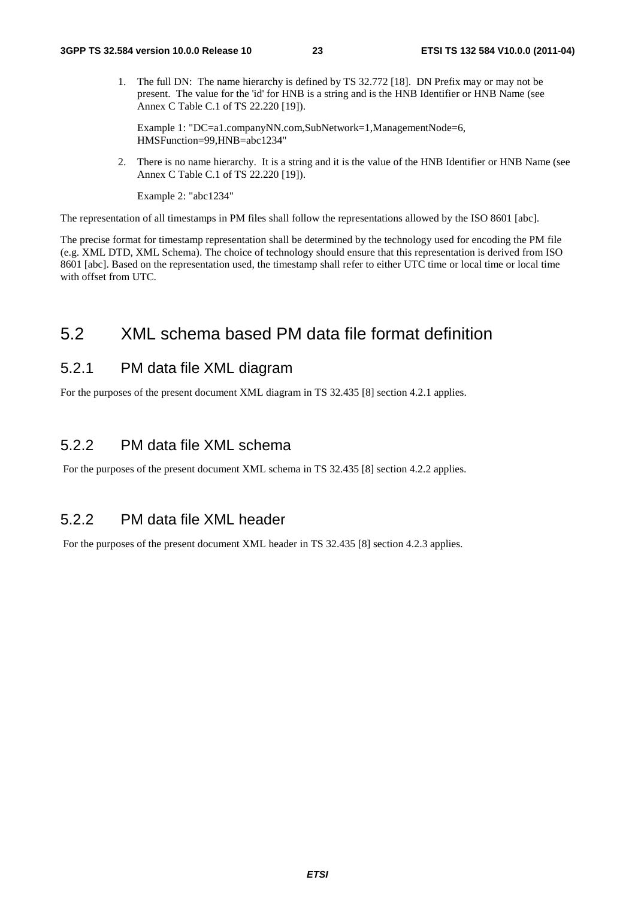1. The full DN: The name hierarchy is defined by TS 32.772 [18]. DN Prefix may or may not be present. The value for the 'id' for HNB is a string and is the HNB Identifier or HNB Name (see Annex C Table C.1 of TS 22.220 [19]).

   Example 1: "DC=a1.companyNN.com,SubNetwork=1,ManagementNode=6, HMSFunction=99,HNB=abc1234"

2. There is no name hierarchy. It is a string and it is the value of the HNB Identifier or HNB Name (see Annex C Table C.1 of TS 22.220 [19]).

   Example 2: "abc1234"

The representation of all timestamps in PM files shall follow the representations allowed by the ISO 8601 [abc].

The precise format for timestamp representation shall be determined by the technology used for encoding the PM file (e.g. XML DTD, XML Schema). The choice of technology should ensure that this representation is derived from ISO 8601 [abc]. Based on the representation used, the timestamp shall refer to either UTC time or local time or local time with offset from UTC.

## 5.2 XML schema based PM data file format definition

### 5.2.1 PM data file XML diagram

For the purposes of the present document XML diagram in TS 32.435 [8] section 4.2.1 applies.

### 5.2.2 PM data file XML schema

For the purposes of the present document XML schema in TS 32.435 [8] section 4.2.2 applies.

### 5.2.2 PM data file XML header

For the purposes of the present document XML header in TS 32.435 [8] section 4.2.3 applies.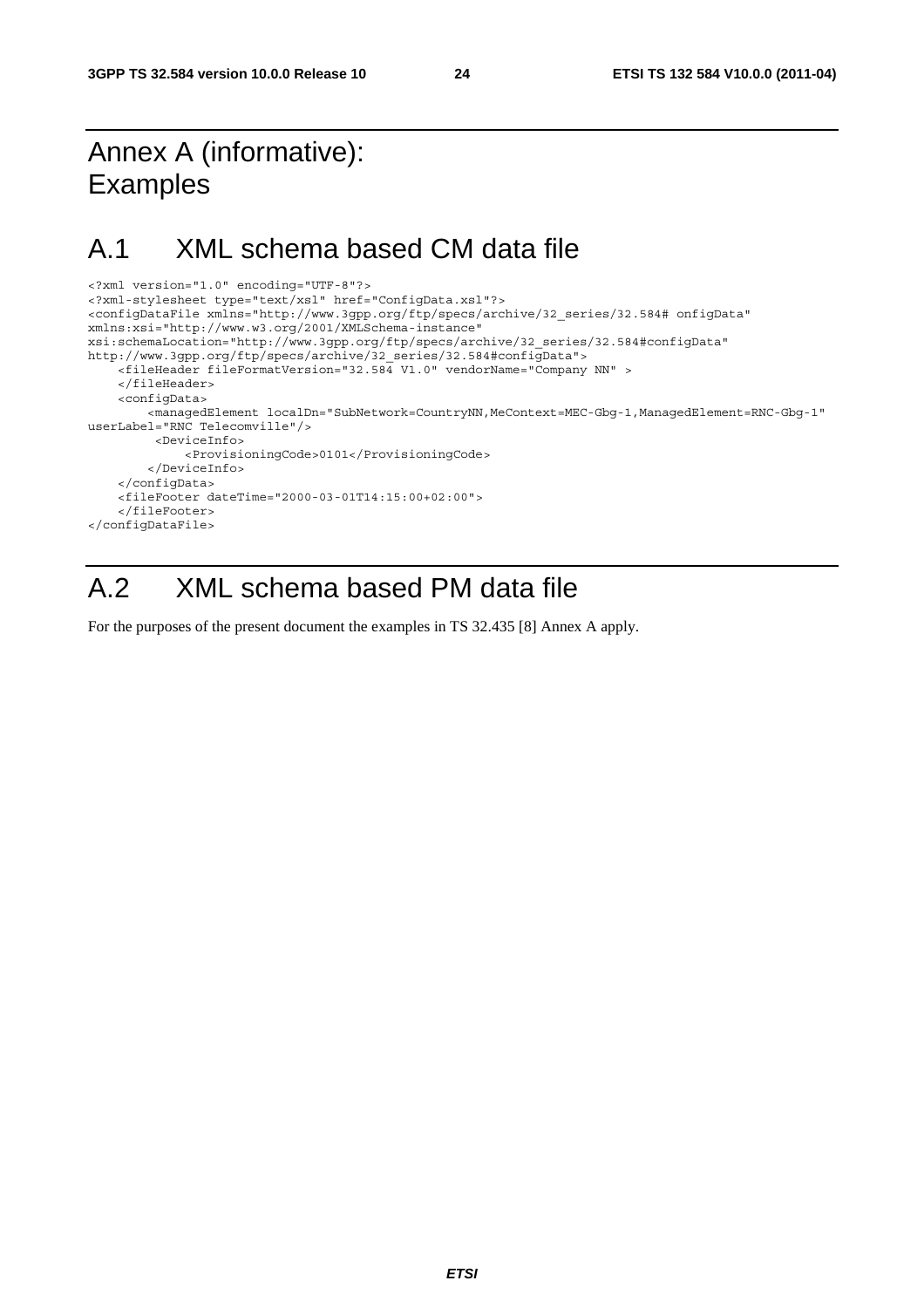# Annex A (informative): Examples

## A.1 XML schema based CM data file

```
<?xml version="1.0" encoding="UTF-8"?>
<?xml-stylesheet type="text/xsl" href="ConfigData.xsl"?>
<configDataFile xmlns="http://www.3gpp.org/ftp/specs/archive/32_series/32.584# onfigData"
xmlns:xsi="http://www.w3.org/2001/XMLSchema-instance"
xsi:schemaLocation="http://www.3gpp.org/ftp/specs/archive/32_series/32.584#configData"
http://www.3gpp.org/ftp/specs/archive/32_series/32.584#configData">
    <fileHeader fileFormatVersion="32.584 V1.0" vendorName="Company NN" >
    </fileHeader>
    <configData>
        <managedElement localDn="SubNetwork=CountryNN,MeContext=MEC-Gbg-1,ManagedElement=RNC-Gbg-1"
userLabel="RNC Telecomville"/>
         <DeviceInfo>
             <ProvisioningCode>0101</ProvisioningCode>
        </DeviceInfo>
    </configData>
    <fileFooter dateTime="2000-03-01T14:15:00+02:00">
    </fileFooter>
</configDataFile>
```

## A.2 XML schema based PM data file

For the purposes of the present document the examples in TS 32.435 [8] Annex A apply.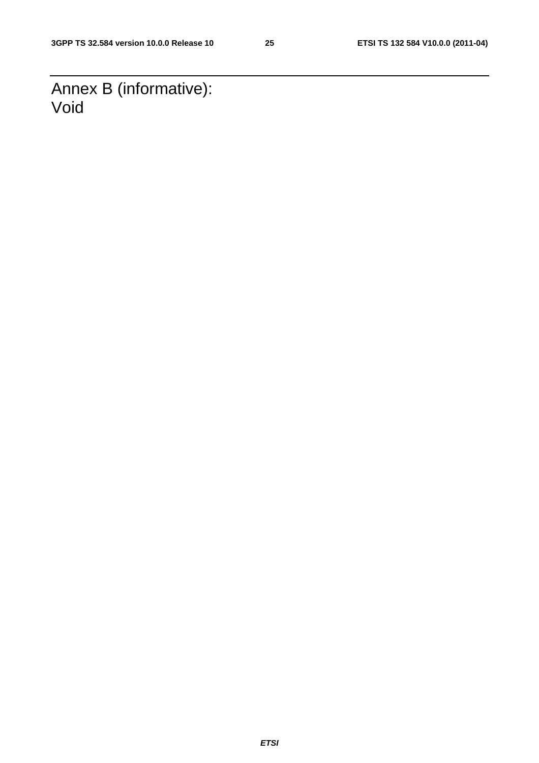# Annex B (informative): Void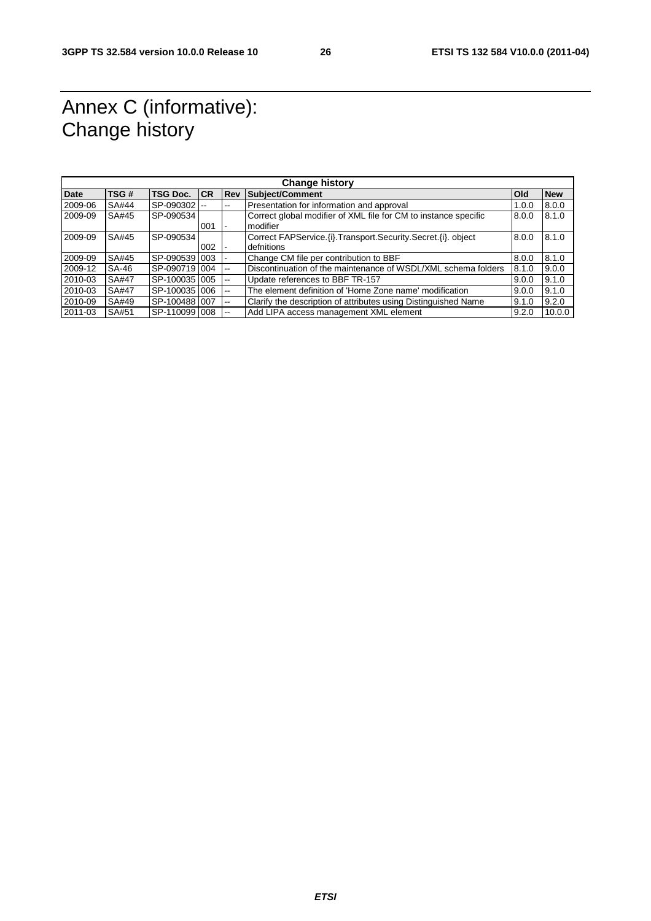# Annex C (informative): Change history

| Change history | | | | | | | |
|---|---|---|---|---|---|---|---|
| **Date** | **TSG #** | **TSG Doc.** | **CR** | **Rev** | **Subject/Comment** | **Old** | **New** |
| 2009-06 | SA#44 | SP-090302 | -- | -- | Presentation for information and approval | 1.0.0 | 8.0.0 |
| 2009-09 | SA#45 | SP-090534 | 001 | - | Correct global modifier of XML file for CM to instance specific modifier | 8.0.0 | 8.1.0 |
| 2009-09 | SA#45 | SP-090534 | 002 | - | Correct FAPService.{i}.Transport.Security.Secret.{i}. object defnitions | 8.0.0 | 8.1.0 |
| 2009-09 | SA#45 | SP-090539 | 003 | - | Change CM file per contribution to BBF | 8.0.0 | 8.1.0 |
| 2009-12 | SA-46 | SP-090719 | 004 | -- | Discontinuation of the maintenance of WSDL/XML schema folders | 8.1.0 | 9.0.0 |
| 2010-03 | SA#47 | SP-100035 | 005 | -- | Update references to BBF TR-157 | 9.0.0 | 9.1.0 |
| 2010-03 | SA#47 | SP-100035 | 006 | -- | The element definition of 'Home Zone name' modification | 9.0.0 | 9.1.0 |
| 2010-09 | SA#49 | SP-100488 | 007 | -- | Clarify the description of attributes using Distinguished Name | 9.1.0 | 9.2.0 |
| 2011-03 | SA#51 | SP-110099 | 008 | -- | Add LIPA access management XML element | 9.2.0 | 10.0.0 |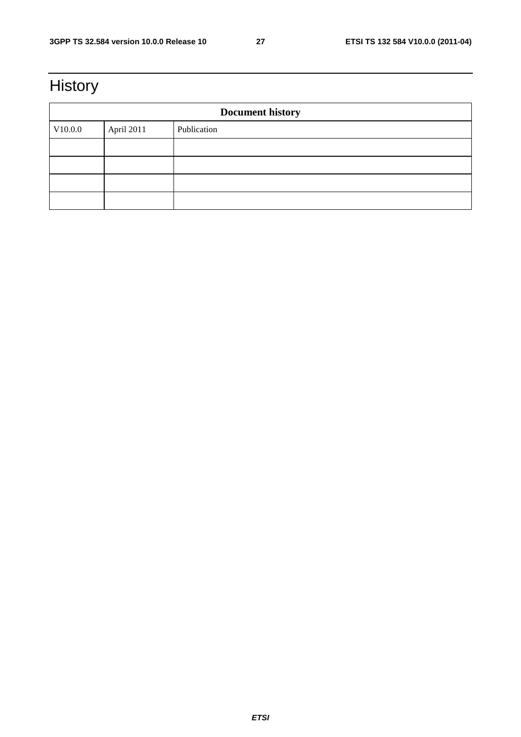# History

| Document history | | |
|---|---|---|
| V10.0.0 | April 2011 | Publication |
| | | |
| | | |
| | | |
| | | |